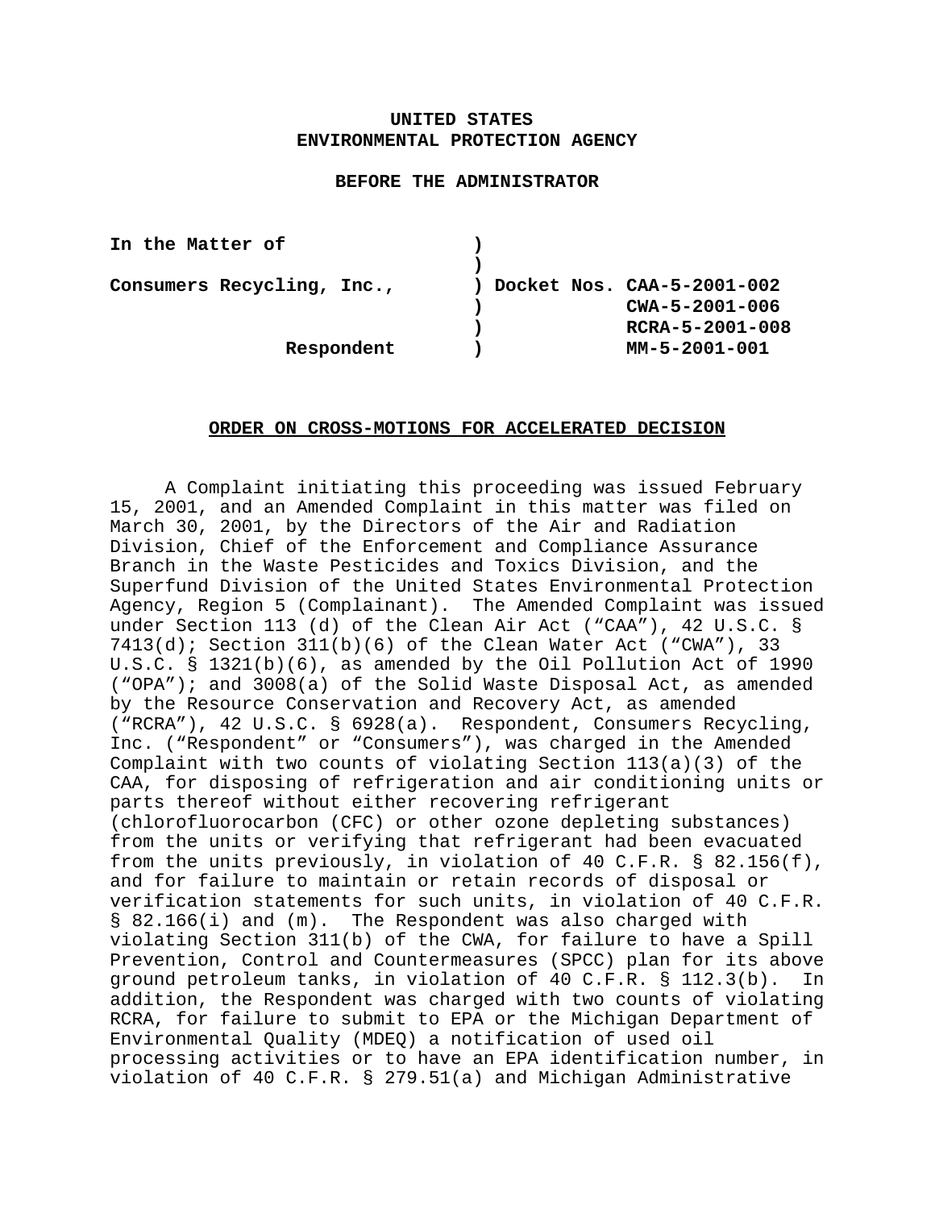**UNITED STATES**
**ENVIRONMENTAL PROTECTION AGENCY**

**BEFORE THE ADMINISTRATOR**

| | | |
|---|---|---|
| **In the Matter of** | ) | |
| | ) | |
| **Consumers Recycling, Inc.,** | ) | **Docket Nos. CAA-5-2001-002** |
| | ) | **CWA-5-2001-006** |
| | ) | **RCRA-5-2001-008** |
| **Respondent** | ) | **MM-5-2001-001** |

## ORDER ON CROSS-MOTIONS FOR ACCELERATED DECISION

A Complaint initiating this proceeding was issued February 15, 2001, and an Amended Complaint in this matter was filed on March 30, 2001, by the Directors of the Air and Radiation Division, Chief of the Enforcement and Compliance Assurance Branch in the Waste Pesticides and Toxics Division, and the Superfund Division of the United States Environmental Protection Agency, Region 5 (Complainant). The Amended Complaint was issued under Section 113 (d) of the Clean Air Act ("CAA"), 42 U.S.C. § 7413(d); Section 311(b)(6) of the Clean Water Act ("CWA"), 33 U.S.C. § 1321(b)(6), as amended by the Oil Pollution Act of 1990 ("OPA"); and 3008(a) of the Solid Waste Disposal Act, as amended by the Resource Conservation and Recovery Act, as amended ("RCRA"), 42 U.S.C. § 6928(a). Respondent, Consumers Recycling, Inc. ("Respondent" or "Consumers"), was charged in the Amended Complaint with two counts of violating Section 113(a)(3) of the CAA, for disposing of refrigeration and air conditioning units or parts thereof without either recovering refrigerant (chlorofluorocarbon (CFC) or other ozone depleting substances) from the units or verifying that refrigerant had been evacuated from the units previously, in violation of 40 C.F.R. § 82.156(f), and for failure to maintain or retain records of disposal or verification statements for such units, in violation of 40 C.F.R. § 82.166(i) and (m). The Respondent was also charged with violating Section 311(b) of the CWA, for failure to have a Spill Prevention, Control and Countermeasures (SPCC) plan for its above ground petroleum tanks, in violation of 40 C.F.R. § 112.3(b). In addition, the Respondent was charged with two counts of violating RCRA, for failure to submit to EPA or the Michigan Department of Environmental Quality (MDEQ) a notification of used oil processing activities or to have an EPA identification number, in violation of 40 C.F.R. § 279.51(a) and Michigan Administrative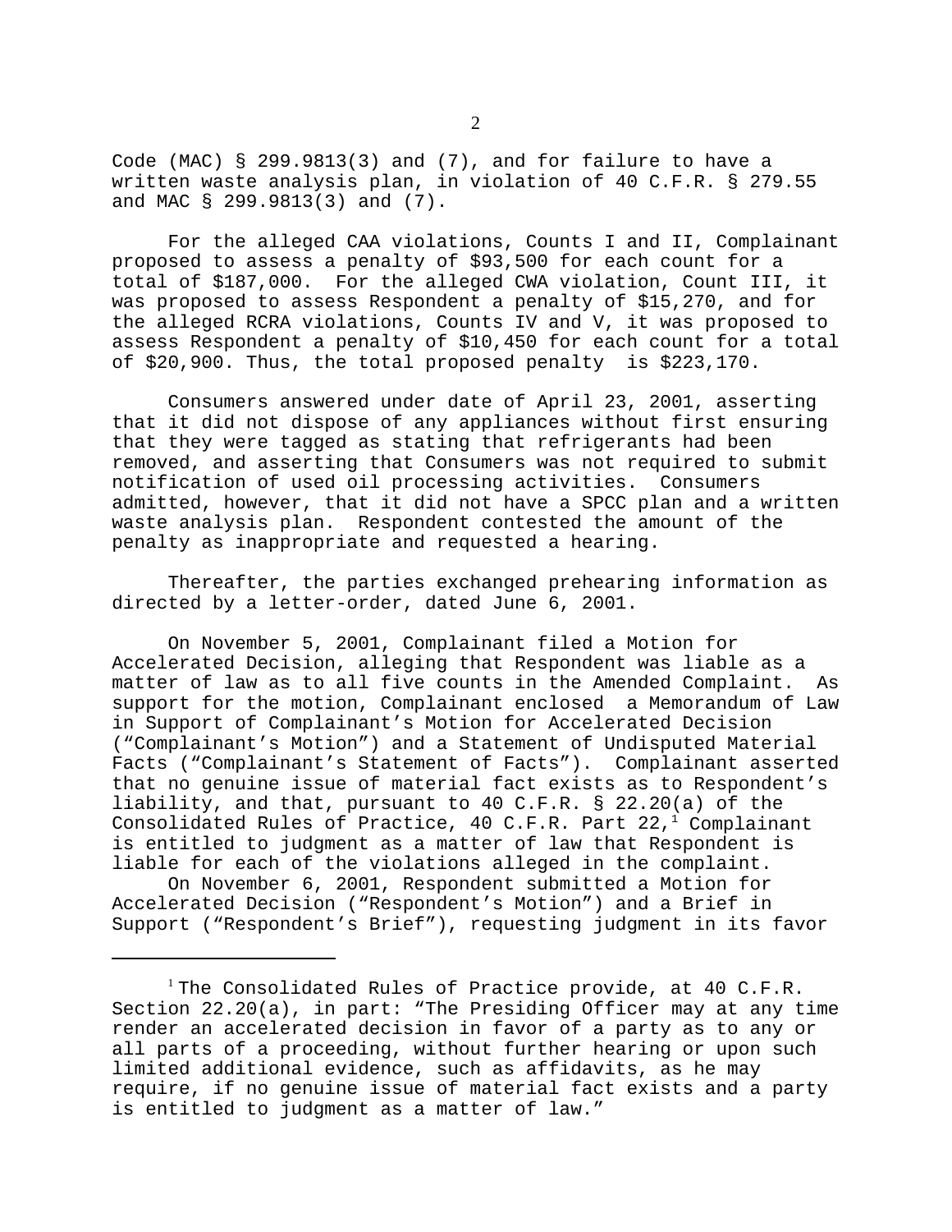Code (MAC) § 299.9813(3) and (7), and for failure to have a written waste analysis plan, in violation of 40 C.F.R. § 279.55 and MAC § 299.9813(3) and (7).

For the alleged CAA violations, Counts I and II, Complainant proposed to assess a penalty of $93,500 for each count for a total of $187,000. For the alleged CWA violation, Count III, it was proposed to assess Respondent a penalty of $15,270, and for the alleged RCRA violations, Counts IV and V, it was proposed to assess Respondent a penalty of $10,450 for each count for a total of $20,900. Thus, the total proposed penalty is $223,170.

Consumers answered under date of April 23, 2001, asserting that it did not dispose of any appliances without first ensuring that they were tagged as stating that refrigerants had been removed, and asserting that Consumers was not required to submit notification of used oil processing activities. Consumers admitted, however, that it did not have a SPCC plan and a written waste analysis plan. Respondent contested the amount of the penalty as inappropriate and requested a hearing.

Thereafter, the parties exchanged prehearing information as directed by a letter-order, dated June 6, 2001.

On November 5, 2001, Complainant filed a Motion for Accelerated Decision, alleging that Respondent was liable as a matter of law as to all five counts in the Amended Complaint. As support for the motion, Complainant enclosed a Memorandum of Law in Support of Complainant's Motion for Accelerated Decision ("Complainant's Motion") and a Statement of Undisputed Material Facts ("Complainant's Statement of Facts"). Complainant asserted that no genuine issue of material fact exists as to Respondent's liability, and that, pursuant to 40 C.F.R. § 22.20(a) of the Consolidated Rules of Practice, 40 C.F.R. Part 22,[1] Complainant is entitled to judgment as a matter of law that Respondent is liable for each of the violations alleged in the complaint.

On November 6, 2001, Respondent submitted a Motion for Accelerated Decision ("Respondent's Motion") and a Brief in Support ("Respondent's Brief"), requesting judgment in its favor

---

[1] The Consolidated Rules of Practice provide, at 40 C.F.R. Section 22.20(a), in part: "The Presiding Officer may at any time render an accelerated decision in favor of a party as to any or all parts of a proceeding, without further hearing or upon such limited additional evidence, such as affidavits, as he may require, if no genuine issue of material fact exists and a party is entitled to judgment as a matter of law."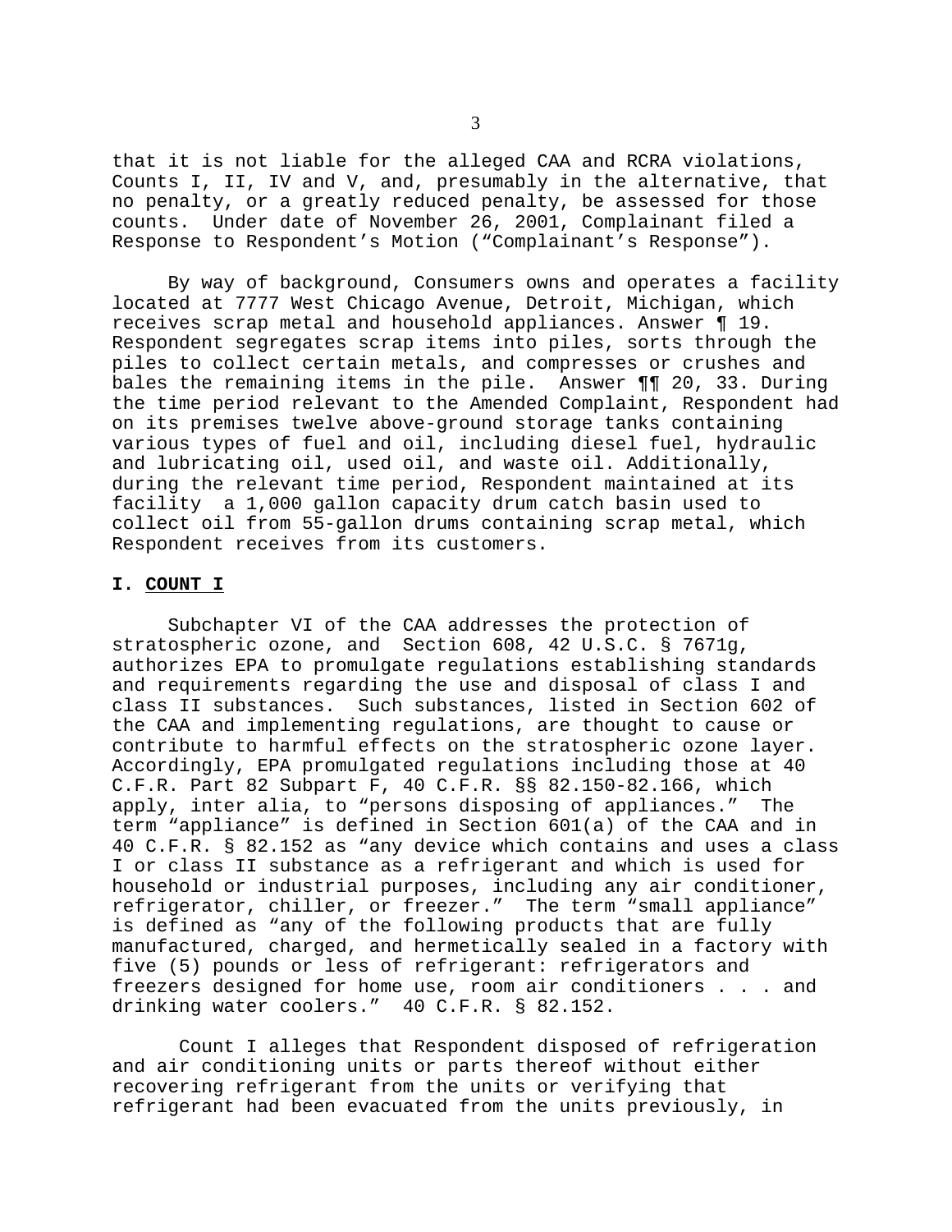that it is not liable for the alleged CAA and RCRA violations, Counts I, II, IV and V, and, presumably in the alternative, that no penalty, or a greatly reduced penalty, be assessed for those counts. Under date of November 26, 2001, Complainant filed a Response to Respondent's Motion ("Complainant's Response").

By way of background, Consumers owns and operates a facility located at 7777 West Chicago Avenue, Detroit, Michigan, which receives scrap metal and household appliances. Answer ¶ 19. Respondent segregates scrap items into piles, sorts through the piles to collect certain metals, and compresses or crushes and bales the remaining items in the pile. Answer ¶¶ 20, 33. During the time period relevant to the Amended Complaint, Respondent had on its premises twelve above-ground storage tanks containing various types of fuel and oil, including diesel fuel, hydraulic and lubricating oil, used oil, and waste oil. Additionally, during the relevant time period, Respondent maintained at its facility a 1,000 gallon capacity drum catch basin used to collect oil from 55-gallon drums containing scrap metal, which Respondent receives from its customers.

## I. <u>COUNT I</u>

Subchapter VI of the CAA addresses the protection of stratospheric ozone, and Section 608, 42 U.S.C. § 7671g, authorizes EPA to promulgate regulations establishing standards and requirements regarding the use and disposal of class I and class II substances. Such substances, listed in Section 602 of the CAA and implementing regulations, are thought to cause or contribute to harmful effects on the stratospheric ozone layer. Accordingly, EPA promulgated regulations including those at 40 C.F.R. Part 82 Subpart F, 40 C.F.R. §§ 82.150-82.166, which apply, inter alia, to "persons disposing of appliances." The term "appliance" is defined in Section 601(a) of the CAA and in 40 C.F.R. § 82.152 as "any device which contains and uses a class I or class II substance as a refrigerant and which is used for household or industrial purposes, including any air conditioner, refrigerator, chiller, or freezer." The term "small appliance" is defined as "any of the following products that are fully manufactured, charged, and hermetically sealed in a factory with five (5) pounds or less of refrigerant: refrigerators and freezers designed for home use, room air conditioners . . . and drinking water coolers." 40 C.F.R. § 82.152.

Count I alleges that Respondent disposed of refrigeration and air conditioning units or parts thereof without either recovering refrigerant from the units or verifying that refrigerant had been evacuated from the units previously, in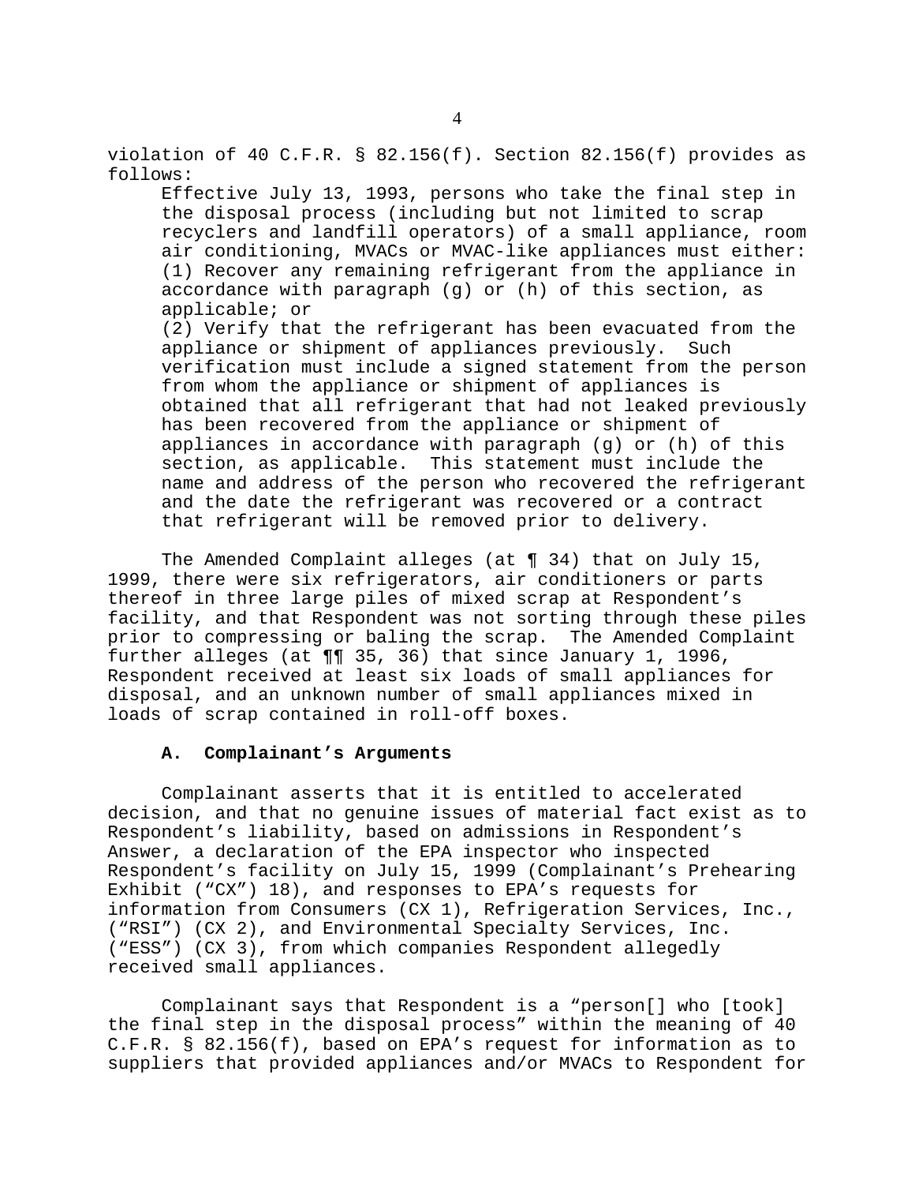violation of 40 C.F.R. § 82.156(f). Section 82.156(f) provides as follows:

> Effective July 13, 1993, persons who take the final step in the disposal process (including but not limited to scrap recyclers and landfill operators) of a small appliance, room air conditioning, MVACs or MVAC-like appliances must either:
> (1) Recover any remaining refrigerant from the appliance in accordance with paragraph (g) or (h) of this section, as applicable; or
> (2) Verify that the refrigerant has been evacuated from the appliance or shipment of appliances previously. Such verification must include a signed statement from the person from whom the appliance or shipment of appliances is obtained that all refrigerant that had not leaked previously has been recovered from the appliance or shipment of appliances in accordance with paragraph (g) or (h) of this section, as applicable. This statement must include the name and address of the person who recovered the refrigerant and the date the refrigerant was recovered or a contract that refrigerant will be removed prior to delivery.

The Amended Complaint alleges (at ¶ 34) that on July 15, 1999, there were six refrigerators, air conditioners or parts thereof in three large piles of mixed scrap at Respondent's facility, and that Respondent was not sorting through these piles prior to compressing or baling the scrap. The Amended Complaint further alleges (at ¶¶ 35, 36) that since January 1, 1996, Respondent received at least six loads of small appliances for disposal, and an unknown number of small appliances mixed in loads of scrap contained in roll-off boxes.

### A. Complainant's Arguments

Complainant asserts that it is entitled to accelerated decision, and that no genuine issues of material fact exist as to Respondent's liability, based on admissions in Respondent's Answer, a declaration of the EPA inspector who inspected Respondent's facility on July 15, 1999 (Complainant's Prehearing Exhibit ("CX") 18), and responses to EPA's requests for information from Consumers (CX 1), Refrigeration Services, Inc., ("RSI") (CX 2), and Environmental Specialty Services, Inc. ("ESS") (CX 3), from which companies Respondent allegedly received small appliances.

Complainant says that Respondent is a "person[] who [took] the final step in the disposal process" within the meaning of 40 C.F.R. § 82.156(f), based on EPA's request for information as to suppliers that provided appliances and/or MVACs to Respondent for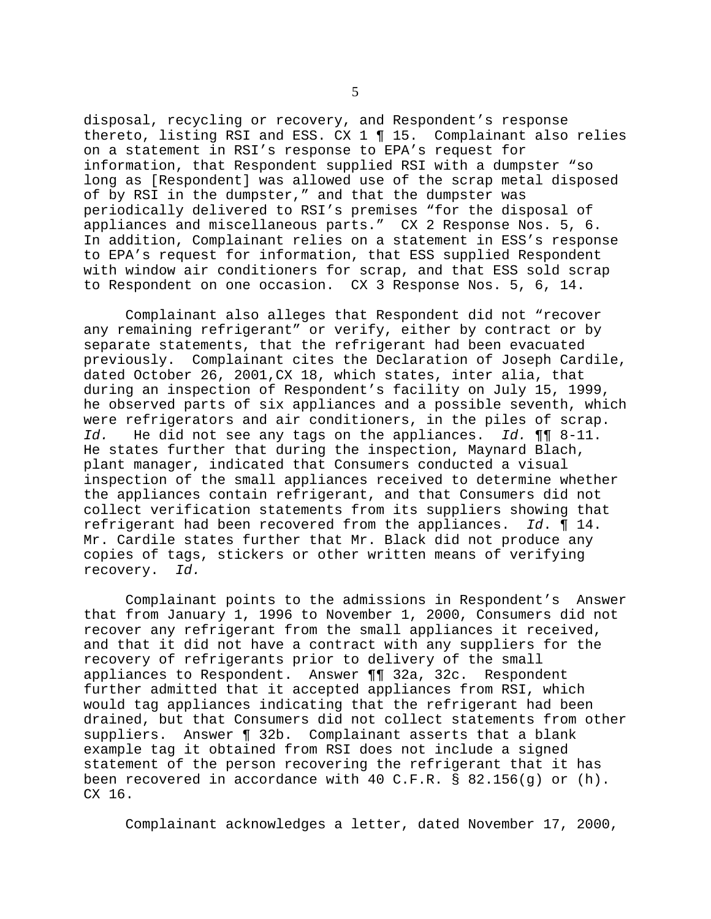disposal, recycling or recovery, and Respondent's response thereto, listing RSI and ESS. CX 1 ¶ 15. Complainant also relies on a statement in RSI's response to EPA's request for information, that Respondent supplied RSI with a dumpster "so long as [Respondent] was allowed use of the scrap metal disposed of by RSI in the dumpster," and that the dumpster was periodically delivered to RSI's premises "for the disposal of appliances and miscellaneous parts." CX 2 Response Nos. 5, 6. In addition, Complainant relies on a statement in ESS's response to EPA's request for information, that ESS supplied Respondent with window air conditioners for scrap, and that ESS sold scrap to Respondent on one occasion. CX 3 Response Nos. 5, 6, 14.

Complainant also alleges that Respondent did not "recover any remaining refrigerant" or verify, either by contract or by separate statements, that the refrigerant had been evacuated previously. Complainant cites the Declaration of Joseph Cardile, dated October 26, 2001,CX 18, which states, inter alia, that during an inspection of Respondent's facility on July 15, 1999, he observed parts of six appliances and a possible seventh, which were refrigerators and air conditioners, in the piles of scrap. *Id.* He did not see any tags on the appliances. *Id.* ¶¶ 8-11. He states further that during the inspection, Maynard Blach, plant manager, indicated that Consumers conducted a visual inspection of the small appliances received to determine whether the appliances contain refrigerant, and that Consumers did not collect verification statements from its suppliers showing that refrigerant had been recovered from the appliances. *Id*. ¶ 14. Mr. Cardile states further that Mr. Black did not produce any copies of tags, stickers or other written means of verifying recovery. *Id.*

Complainant points to the admissions in Respondent's Answer that from January 1, 1996 to November 1, 2000, Consumers did not recover any refrigerant from the small appliances it received, and that it did not have a contract with any suppliers for the recovery of refrigerants prior to delivery of the small appliances to Respondent. Answer ¶¶ 32a, 32c. Respondent further admitted that it accepted appliances from RSI, which would tag appliances indicating that the refrigerant had been drained, but that Consumers did not collect statements from other suppliers. Answer ¶ 32b. Complainant asserts that a blank example tag it obtained from RSI does not include a signed statement of the person recovering the refrigerant that it has been recovered in accordance with 40 C.F.R. § 82.156(g) or (h). CX 16.

Complainant acknowledges a letter, dated November 17, 2000,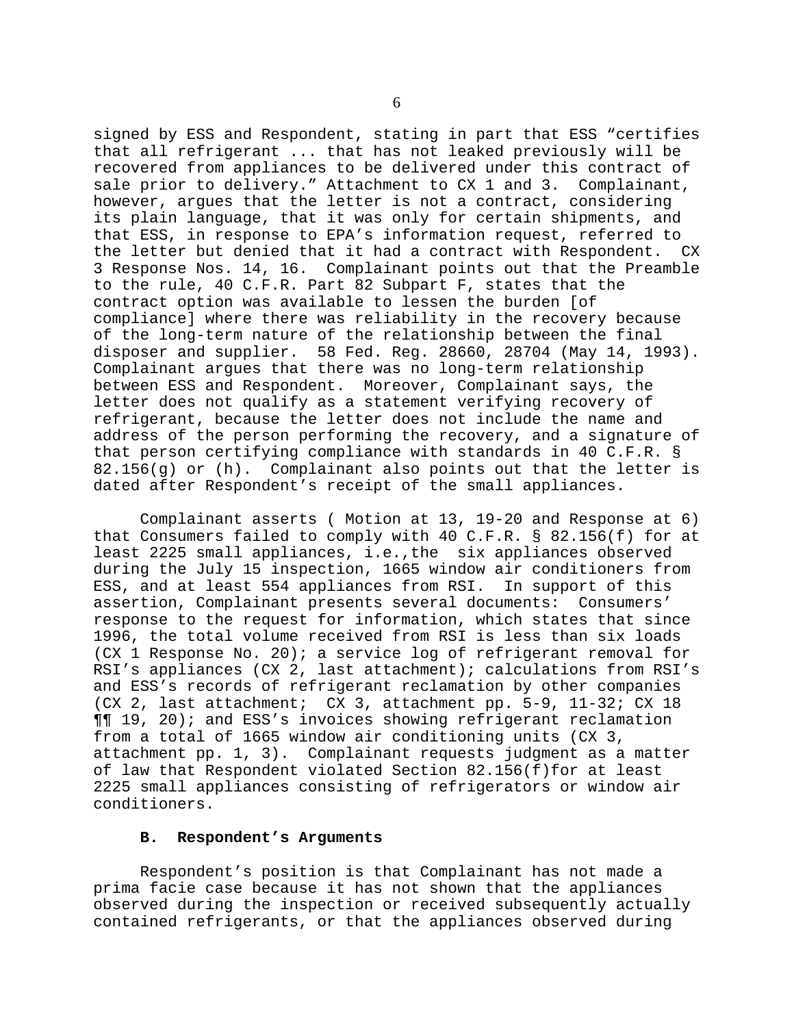signed by ESS and Respondent, stating in part that ESS "certifies that all refrigerant ... that has not leaked previously will be recovered from appliances to be delivered under this contract of sale prior to delivery." Attachment to CX 1 and 3. Complainant, however, argues that the letter is not a contract, considering its plain language, that it was only for certain shipments, and that ESS, in response to EPA's information request, referred to the letter but denied that it had a contract with Respondent. CX 3 Response Nos. 14, 16. Complainant points out that the Preamble to the rule, 40 C.F.R. Part 82 Subpart F, states that the contract option was available to lessen the burden [of compliance] where there was reliability in the recovery because of the long-term nature of the relationship between the final disposer and supplier. 58 Fed. Reg. 28660, 28704 (May 14, 1993). Complainant argues that there was no long-term relationship between ESS and Respondent. Moreover, Complainant says, the letter does not qualify as a statement verifying recovery of refrigerant, because the letter does not include the name and address of the person performing the recovery, and a signature of that person certifying compliance with standards in 40 C.F.R. § 82.156(g) or (h). Complainant also points out that the letter is dated after Respondent's receipt of the small appliances.

Complainant asserts ( Motion at 13, 19-20 and Response at 6) that Consumers failed to comply with 40 C.F.R. § 82.156(f) for at least 2225 small appliances, i.e.,the six appliances observed during the July 15 inspection, 1665 window air conditioners from ESS, and at least 554 appliances from RSI. In support of this assertion, Complainant presents several documents: Consumers' response to the request for information, which states that since 1996, the total volume received from RSI is less than six loads (CX 1 Response No. 20); a service log of refrigerant removal for RSI's appliances (CX 2, last attachment); calculations from RSI's and ESS's records of refrigerant reclamation by other companies (CX 2, last attachment; CX 3, attachment pp. 5-9, 11-32; CX 18 ¶¶ 19, 20); and ESS's invoices showing refrigerant reclamation from a total of 1665 window air conditioning units (CX 3, attachment pp. 1, 3). Complainant requests judgment as a matter of law that Respondent violated Section 82.156(f)for at least 2225 small appliances consisting of refrigerators or window air conditioners.

### B. Respondent's Arguments

Respondent's position is that Complainant has not made a prima facie case because it has not shown that the appliances observed during the inspection or received subsequently actually contained refrigerants, or that the appliances observed during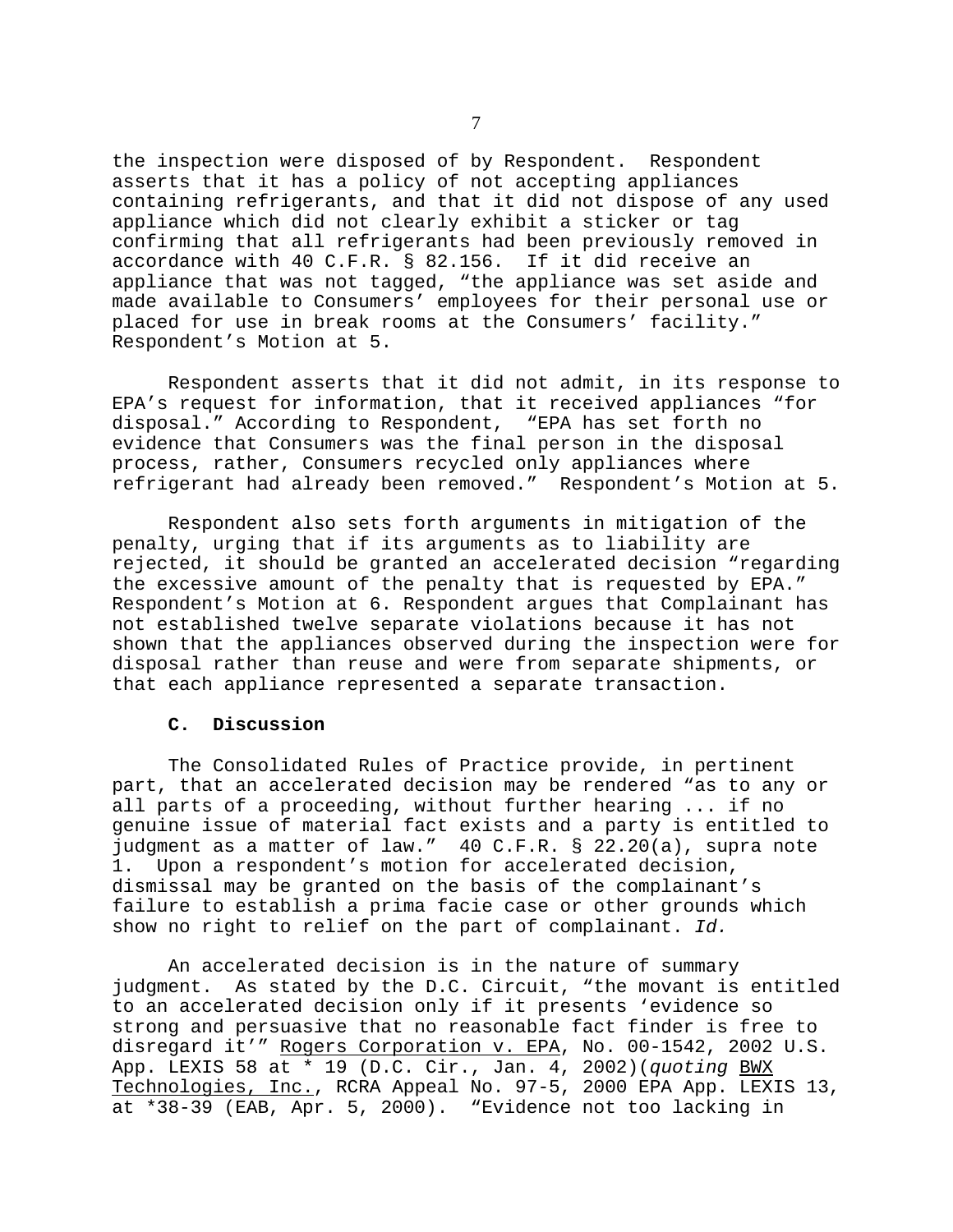the inspection were disposed of by Respondent. Respondent asserts that it has a policy of not accepting appliances containing refrigerants, and that it did not dispose of any used appliance which did not clearly exhibit a sticker or tag confirming that all refrigerants had been previously removed in accordance with 40 C.F.R. § 82.156. If it did receive an appliance that was not tagged, "the appliance was set aside and made available to Consumers' employees for their personal use or placed for use in break rooms at the Consumers' facility." Respondent's Motion at 5.

Respondent asserts that it did not admit, in its response to EPA's request for information, that it received appliances "for disposal." According to Respondent, "EPA has set forth no evidence that Consumers was the final person in the disposal process, rather, Consumers recycled only appliances where refrigerant had already been removed." Respondent's Motion at 5.

Respondent also sets forth arguments in mitigation of the penalty, urging that if its arguments as to liability are rejected, it should be granted an accelerated decision "regarding the excessive amount of the penalty that is requested by EPA." Respondent's Motion at 6. Respondent argues that Complainant has not established twelve separate violations because it has not shown that the appliances observed during the inspection were for disposal rather than reuse and were from separate shipments, or that each appliance represented a separate transaction.

### C. Discussion

The Consolidated Rules of Practice provide, in pertinent part, that an accelerated decision may be rendered "as to any or all parts of a proceeding, without further hearing ... if no genuine issue of material fact exists and a party is entitled to judgment as a matter of law." 40 C.F.R. § 22.20(a), supra note 1. Upon a respondent's motion for accelerated decision, dismissal may be granted on the basis of the complainant's failure to establish a prima facie case or other grounds which show no right to relief on the part of complainant. *Id.*

An accelerated decision is in the nature of summary judgment. As stated by the D.C. Circuit, "the movant is entitled to an accelerated decision only if it presents 'evidence so strong and persuasive that no reasonable fact finder is free to disregard it'" Rogers Corporation v. EPA, No. 00-1542, 2002 U.S. App. LEXIS 58 at * 19 (D.C. Cir., Jan. 4, 2002)(*quoting* BWX Technologies, Inc., RCRA Appeal No. 97-5, 2000 EPA App. LEXIS 13, at *38-39 (EAB, Apr. 5, 2000). "Evidence not too lacking in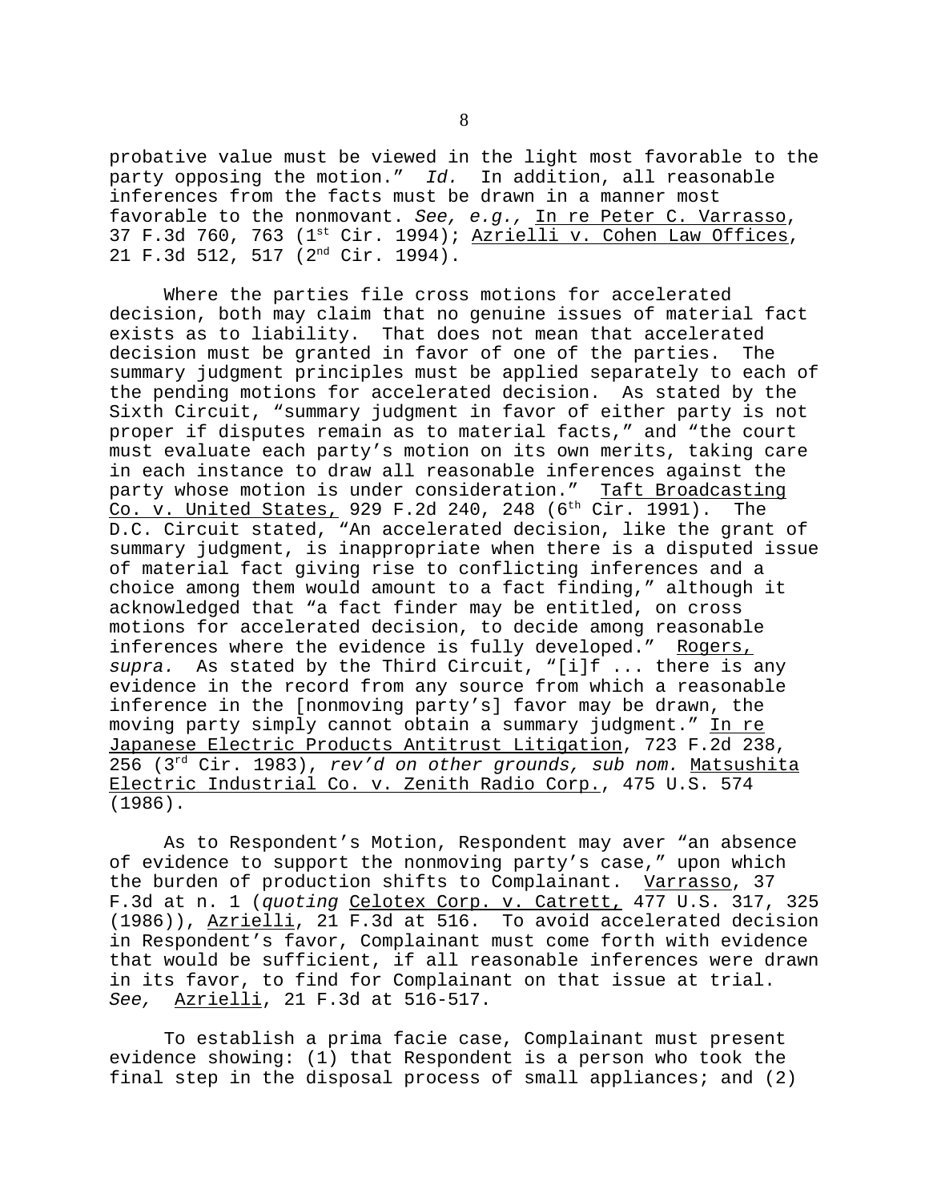probative value must be viewed in the light most favorable to the party opposing the motion." *Id.* In addition, all reasonable inferences from the facts must be drawn in a manner most favorable to the nonmovant. *See, e.g.,* In re Peter C. Varrasso, 37 F.3d 760, 763 (1st Cir. 1994); Azrielli v. Cohen Law Offices, 21 F.3d 512, 517 (2nd Cir. 1994).

Where the parties file cross motions for accelerated decision, both may claim that no genuine issues of material fact exists as to liability. That does not mean that accelerated decision must be granted in favor of one of the parties. The summary judgment principles must be applied separately to each of the pending motions for accelerated decision. As stated by the Sixth Circuit, "summary judgment in favor of either party is not proper if disputes remain as to material facts," and "the court must evaluate each party's motion on its own merits, taking care in each instance to draw all reasonable inferences against the party whose motion is under consideration." Taft Broadcasting Co. v. United States, 929 F.2d 240, 248 (6th Cir. 1991). The D.C. Circuit stated, "An accelerated decision, like the grant of summary judgment, is inappropriate when there is a disputed issue of material fact giving rise to conflicting inferences and a choice among them would amount to a fact finding," although it acknowledged that "a fact finder may be entitled, on cross motions for accelerated decision, to decide among reasonable inferences where the evidence is fully developed." Rogers, *supra.* As stated by the Third Circuit, "[i]f ... there is any evidence in the record from any source from which a reasonable inference in the [nonmoving party's] favor may be drawn, the moving party simply cannot obtain a summary judgment." In re Japanese Electric Products Antitrust Litigation, 723 F.2d 238, 256 (3rd Cir. 1983), *rev'd on other grounds, sub nom.* Matsushita Electric Industrial Co. v. Zenith Radio Corp., 475 U.S. 574 (1986).

As to Respondent's Motion, Respondent may aver "an absence of evidence to support the nonmoving party's case," upon which the burden of production shifts to Complainant. Varrasso, 37 F.3d at n. 1 (*quoting* Celotex Corp. v. Catrett, 477 U.S. 317, 325 (1986)), Azrielli, 21 F.3d at 516. To avoid accelerated decision in Respondent's favor, Complainant must come forth with evidence that would be sufficient, if all reasonable inferences were drawn in its favor, to find for Complainant on that issue at trial. *See,* Azrielli, 21 F.3d at 516-517.

To establish a prima facie case, Complainant must present evidence showing: (1) that Respondent is a person who took the final step in the disposal process of small appliances; and (2)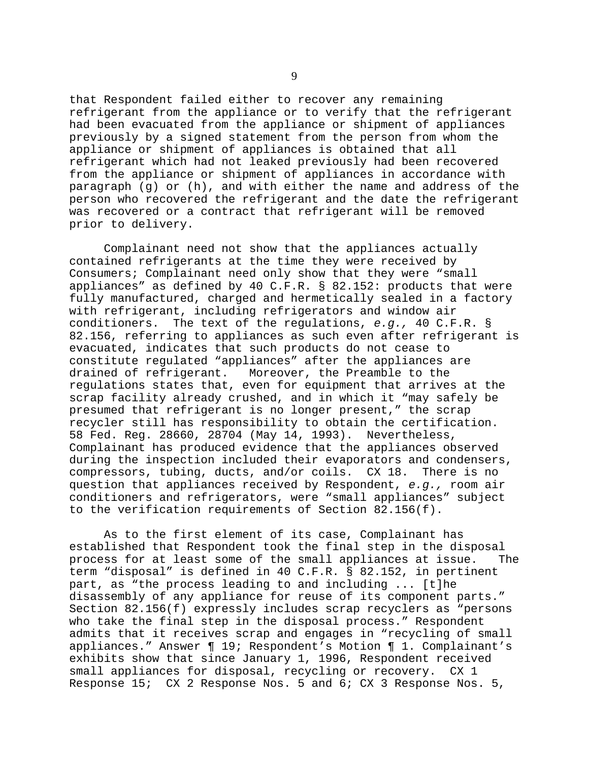that Respondent failed either to recover any remaining refrigerant from the appliance or to verify that the refrigerant had been evacuated from the appliance or shipment of appliances previously by a signed statement from the person from whom the appliance or shipment of appliances is obtained that all refrigerant which had not leaked previously had been recovered from the appliance or shipment of appliances in accordance with paragraph (g) or (h), and with either the name and address of the person who recovered the refrigerant and the date the refrigerant was recovered or a contract that refrigerant will be removed prior to delivery.

Complainant need not show that the appliances actually contained refrigerants at the time they were received by Consumers; Complainant need only show that they were "small appliances" as defined by 40 C.F.R. § 82.152: products that were fully manufactured, charged and hermetically sealed in a factory with refrigerant, including refrigerators and window air conditioners. The text of the regulations, *e.g.,* 40 C.F.R. § 82.156, referring to appliances as such even after refrigerant is evacuated, indicates that such products do not cease to constitute regulated "appliances" after the appliances are drained of refrigerant. Moreover, the Preamble to the regulations states that, even for equipment that arrives at the scrap facility already crushed, and in which it "may safely be presumed that refrigerant is no longer present," the scrap recycler still has responsibility to obtain the certification. 58 Fed. Reg. 28660, 28704 (May 14, 1993). Nevertheless, Complainant has produced evidence that the appliances observed during the inspection included their evaporators and condensers, compressors, tubing, ducts, and/or coils. CX 18. There is no question that appliances received by Respondent, *e.g.,* room air conditioners and refrigerators, were "small appliances" subject to the verification requirements of Section 82.156(f).

As to the first element of its case, Complainant has established that Respondent took the final step in the disposal process for at least some of the small appliances at issue. The term "disposal" is defined in 40 C.F.R. § 82.152, in pertinent part, as "the process leading to and including ... [t]he disassembly of any appliance for reuse of its component parts." Section 82.156(f) expressly includes scrap recyclers as "persons who take the final step in the disposal process." Respondent admits that it receives scrap and engages in "recycling of small appliances." Answer ¶ 19; Respondent's Motion ¶ 1. Complainant's exhibits show that since January 1, 1996, Respondent received small appliances for disposal, recycling or recovery. CX 1 Response 15; CX 2 Response Nos. 5 and 6; CX 3 Response Nos. 5,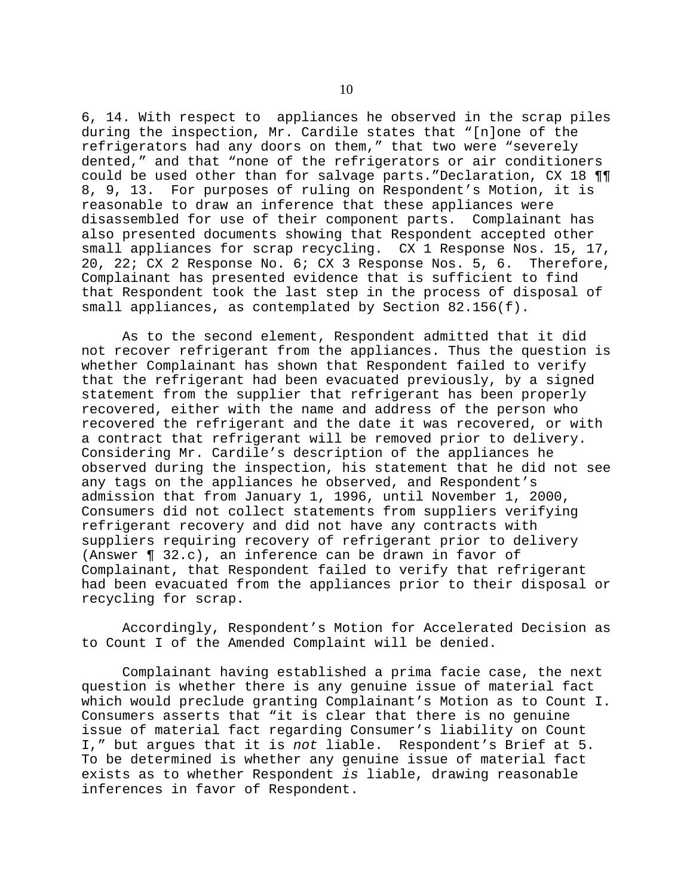6, 14. With respect to appliances he observed in the scrap piles during the inspection, Mr. Cardile states that "[n]one of the refrigerators had any doors on them," that two were "severely dented," and that "none of the refrigerators or air conditioners could be used other than for salvage parts."Declaration, CX 18 ¶¶ 8, 9, 13. For purposes of ruling on Respondent's Motion, it is reasonable to draw an inference that these appliances were disassembled for use of their component parts. Complainant has also presented documents showing that Respondent accepted other small appliances for scrap recycling. CX 1 Response Nos. 15, 17, 20, 22; CX 2 Response No. 6; CX 3 Response Nos. 5, 6. Therefore, Complainant has presented evidence that is sufficient to find that Respondent took the last step in the process of disposal of small appliances, as contemplated by Section 82.156(f).

As to the second element, Respondent admitted that it did not recover refrigerant from the appliances. Thus the question is whether Complainant has shown that Respondent failed to verify that the refrigerant had been evacuated previously, by a signed statement from the supplier that refrigerant has been properly recovered, either with the name and address of the person who recovered the refrigerant and the date it was recovered, or with a contract that refrigerant will be removed prior to delivery. Considering Mr. Cardile's description of the appliances he observed during the inspection, his statement that he did not see any tags on the appliances he observed, and Respondent's admission that from January 1, 1996, until November 1, 2000, Consumers did not collect statements from suppliers verifying refrigerant recovery and did not have any contracts with suppliers requiring recovery of refrigerant prior to delivery (Answer ¶ 32.c), an inference can be drawn in favor of Complainant, that Respondent failed to verify that refrigerant had been evacuated from the appliances prior to their disposal or recycling for scrap.

Accordingly, Respondent's Motion for Accelerated Decision as to Count I of the Amended Complaint will be denied.

Complainant having established a prima facie case, the next question is whether there is any genuine issue of material fact which would preclude granting Complainant's Motion as to Count I. Consumers asserts that "it is clear that there is no genuine issue of material fact regarding Consumer's liability on Count I," but argues that it is *not* liable. Respondent's Brief at 5. To be determined is whether any genuine issue of material fact exists as to whether Respondent *is* liable, drawing reasonable inferences in favor of Respondent.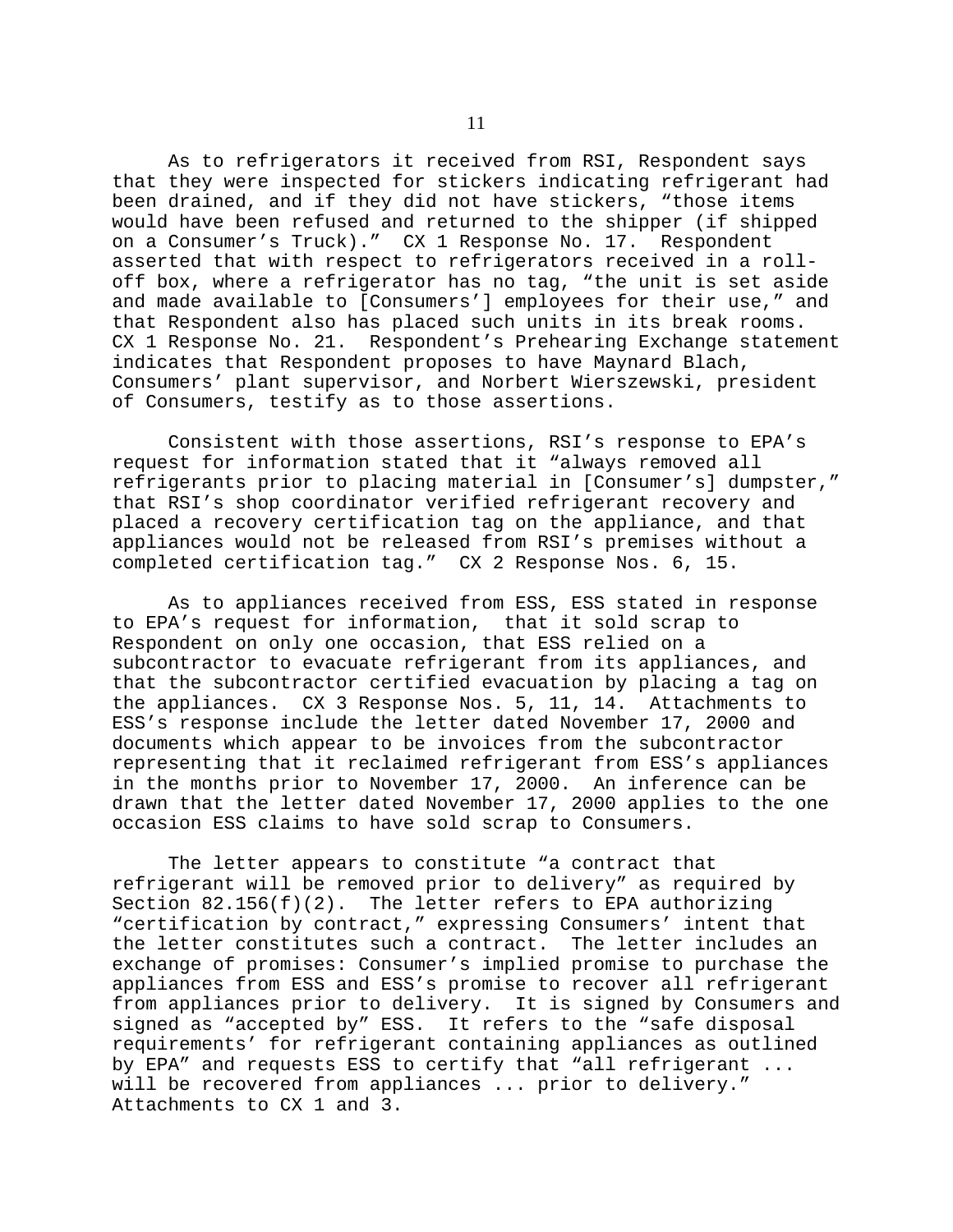As to refrigerators it received from RSI, Respondent says that they were inspected for stickers indicating refrigerant had been drained, and if they did not have stickers, "those items would have been refused and returned to the shipper (if shipped on a Consumer's Truck)." CX 1 Response No. 17. Respondent asserted that with respect to refrigerators received in a roll-off box, where a refrigerator has no tag, "the unit is set aside and made available to [Consumers'] employees for their use," and that Respondent also has placed such units in its break rooms. CX 1 Response No. 21. Respondent's Prehearing Exchange statement indicates that Respondent proposes to have Maynard Blach, Consumers' plant supervisor, and Norbert Wierszewski, president of Consumers, testify as to those assertions.

Consistent with those assertions, RSI's response to EPA's request for information stated that it "always removed all refrigerants prior to placing material in [Consumer's] dumpster," that RSI's shop coordinator verified refrigerant recovery and placed a recovery certification tag on the appliance, and that appliances would not be released from RSI's premises without a completed certification tag." CX 2 Response Nos. 6, 15.

As to appliances received from ESS, ESS stated in response to EPA's request for information, that it sold scrap to Respondent on only one occasion, that ESS relied on a subcontractor to evacuate refrigerant from its appliances, and that the subcontractor certified evacuation by placing a tag on the appliances. CX 3 Response Nos. 5, 11, 14. Attachments to ESS's response include the letter dated November 17, 2000 and documents which appear to be invoices from the subcontractor representing that it reclaimed refrigerant from ESS's appliances in the months prior to November 17, 2000. An inference can be drawn that the letter dated November 17, 2000 applies to the one occasion ESS claims to have sold scrap to Consumers.

The letter appears to constitute "a contract that refrigerant will be removed prior to delivery" as required by Section 82.156(f)(2). The letter refers to EPA authorizing "certification by contract," expressing Consumers' intent that the letter constitutes such a contract. The letter includes an exchange of promises: Consumer's implied promise to purchase the appliances from ESS and ESS's promise to recover all refrigerant from appliances prior to delivery. It is signed by Consumers and signed as "accepted by" ESS. It refers to the "safe disposal requirements' for refrigerant containing appliances as outlined by EPA" and requests ESS to certify that "all refrigerant ... will be recovered from appliances ... prior to delivery." Attachments to CX 1 and 3.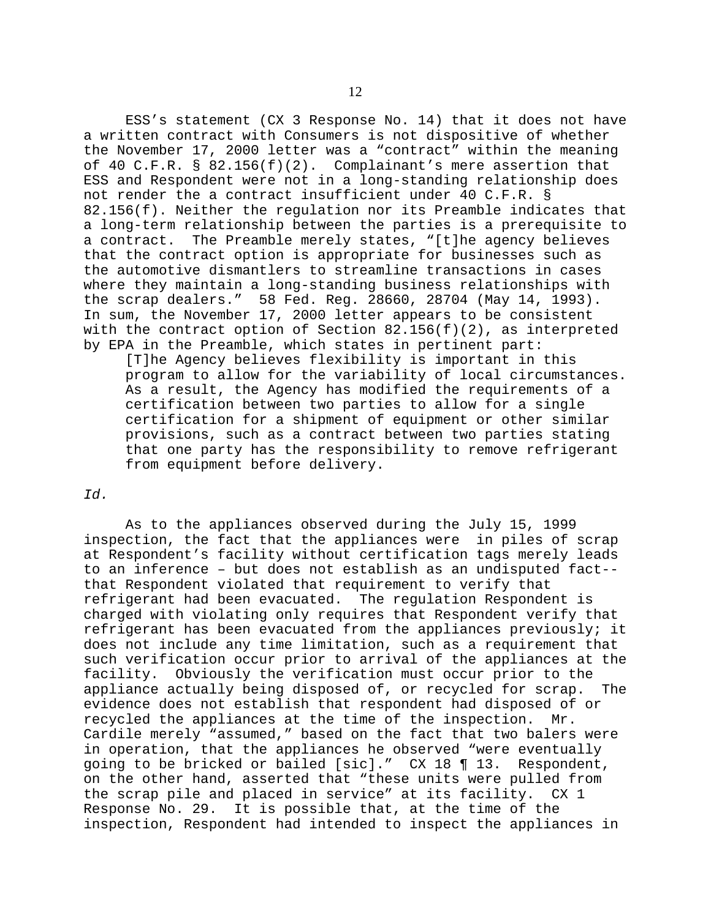ESS's statement (CX 3 Response No. 14) that it does not have a written contract with Consumers is not dispositive of whether the November 17, 2000 letter was a "contract" within the meaning of 40 C.F.R. § 82.156(f)(2). Complainant's mere assertion that ESS and Respondent were not in a long-standing relationship does not render the a contract insufficient under 40 C.F.R. § 82.156(f). Neither the regulation nor its Preamble indicates that a long-term relationship between the parties is a prerequisite to a contract. The Preamble merely states, "[t]he agency believes that the contract option is appropriate for businesses such as the automotive dismantlers to streamline transactions in cases where they maintain a long-standing business relationships with the scrap dealers." 58 Fed. Reg. 28660, 28704 (May 14, 1993). In sum, the November 17, 2000 letter appears to be consistent with the contract option of Section 82.156(f)(2), as interpreted by EPA in the Preamble, which states in pertinent part:

> [T]he Agency believes flexibility is important in this program to allow for the variability of local circumstances. As a result, the Agency has modified the requirements of a certification between two parties to allow for a single certification for a shipment of equipment or other similar provisions, such as a contract between two parties stating that one party has the responsibility to remove refrigerant from equipment before delivery.

*Id.*

As to the appliances observed during the July 15, 1999 inspection, the fact that the appliances were in piles of scrap at Respondent's facility without certification tags merely leads to an inference – but does not establish as an undisputed fact-- that Respondent violated that requirement to verify that refrigerant had been evacuated. The regulation Respondent is charged with violating only requires that Respondent verify that refrigerant has been evacuated from the appliances previously; it does not include any time limitation, such as a requirement that such verification occur prior to arrival of the appliances at the facility. Obviously the verification must occur prior to the appliance actually being disposed of, or recycled for scrap. The evidence does not establish that respondent had disposed of or recycled the appliances at the time of the inspection. Mr. Cardile merely "assumed," based on the fact that two balers were in operation, that the appliances he observed "were eventually going to be bricked or bailed [sic]." CX 18 ¶ 13. Respondent, on the other hand, asserted that "these units were pulled from the scrap pile and placed in service" at its facility. CX 1 Response No. 29. It is possible that, at the time of the inspection, Respondent had intended to inspect the appliances in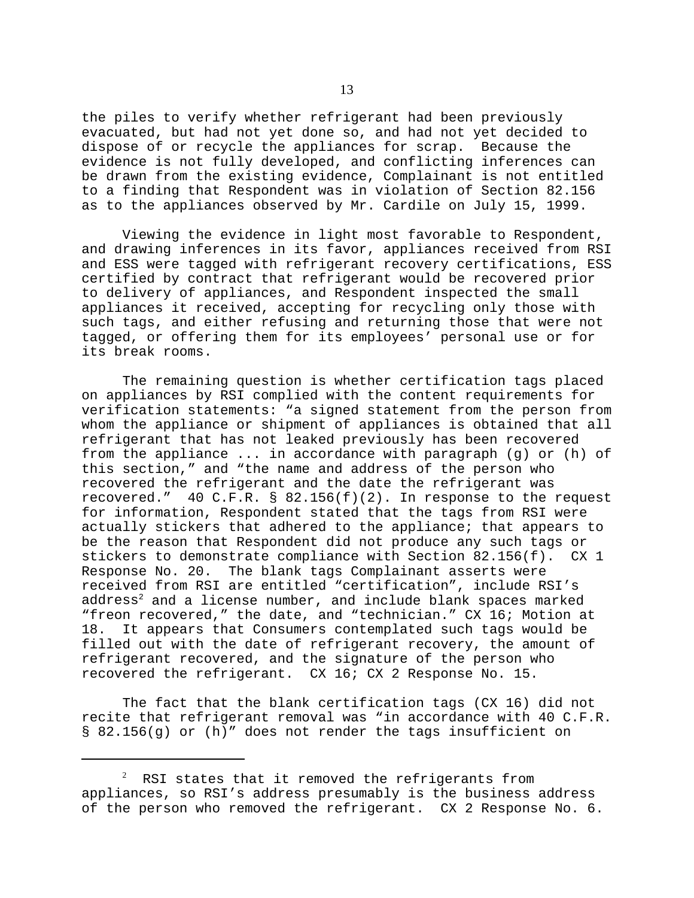the piles to verify whether refrigerant had been previously evacuated, but had not yet done so, and had not yet decided to dispose of or recycle the appliances for scrap. Because the evidence is not fully developed, and conflicting inferences can be drawn from the existing evidence, Complainant is not entitled to a finding that Respondent was in violation of Section 82.156 as to the appliances observed by Mr. Cardile on July 15, 1999.

Viewing the evidence in light most favorable to Respondent, and drawing inferences in its favor, appliances received from RSI and ESS were tagged with refrigerant recovery certifications, ESS certified by contract that refrigerant would be recovered prior to delivery of appliances, and Respondent inspected the small appliances it received, accepting for recycling only those with such tags, and either refusing and returning those that were not tagged, or offering them for its employees' personal use or for its break rooms.

The remaining question is whether certification tags placed on appliances by RSI complied with the content requirements for verification statements: "a signed statement from the person from whom the appliance or shipment of appliances is obtained that all refrigerant that has not leaked previously has been recovered from the appliance ... in accordance with paragraph (g) or (h) of this section," and "the name and address of the person who recovered the refrigerant and the date the refrigerant was recovered." 40 C.F.R. § 82.156(f)(2). In response to the request for information, Respondent stated that the tags from RSI were actually stickers that adhered to the appliance; that appears to be the reason that Respondent did not produce any such tags or stickers to demonstrate compliance with Section 82.156(f). CX 1 Response No. 20. The blank tags Complainant asserts were received from RSI are entitled "certification", include RSI's address[2] and a license number, and include blank spaces marked "freon recovered," the date, and "technician." CX 16; Motion at 18. It appears that Consumers contemplated such tags would be filled out with the date of refrigerant recovery, the amount of refrigerant recovered, and the signature of the person who recovered the refrigerant. CX 16; CX 2 Response No. 15.

The fact that the blank certification tags (CX 16) did not recite that refrigerant removal was "in accordance with 40 C.F.R. § 82.156(g) or (h)" does not render the tags insufficient on

[2] RSI states that it removed the refrigerants from appliances, so RSI's address presumably is the business address of the person who removed the refrigerant. CX 2 Response No. 6.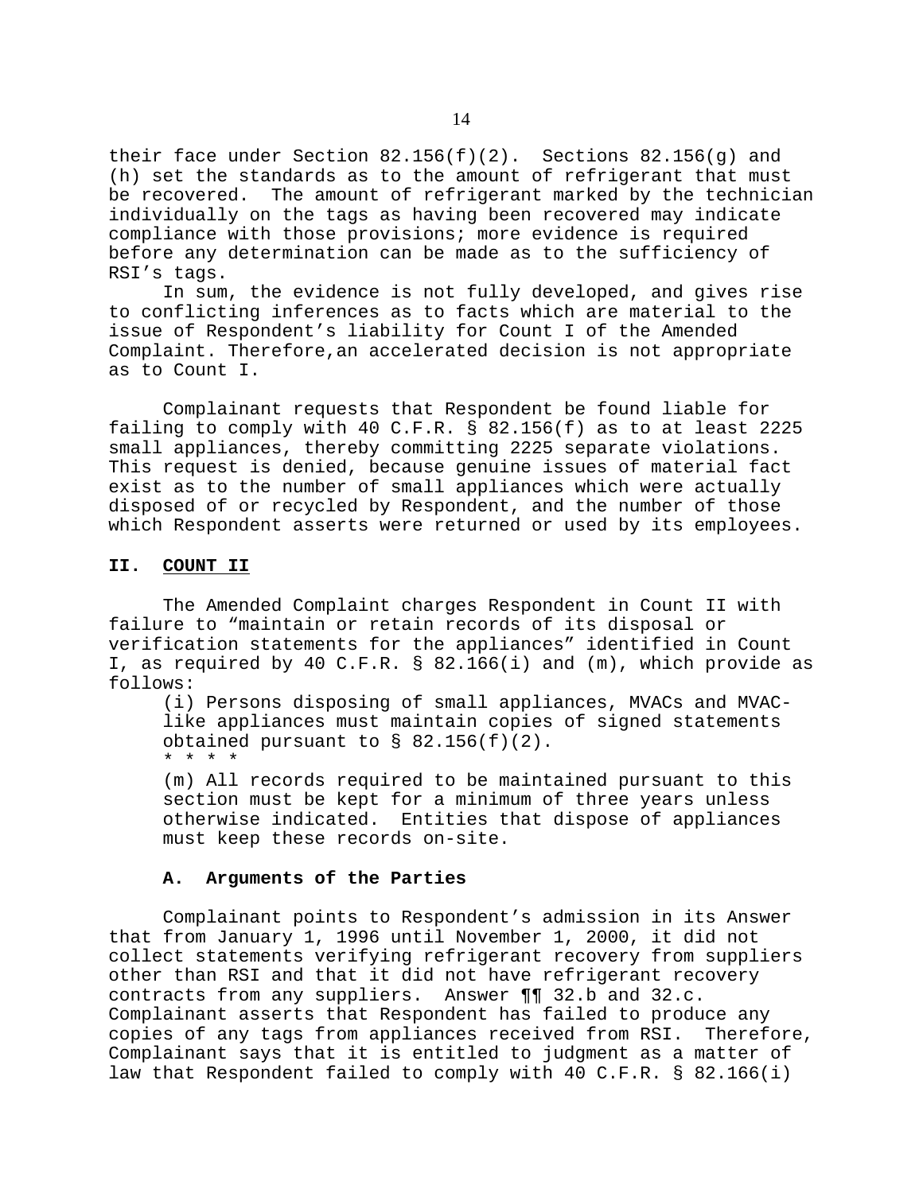their face under Section 82.156(f)(2). Sections 82.156(g) and (h) set the standards as to the amount of refrigerant that must be recovered. The amount of refrigerant marked by the technician individually on the tags as having been recovered may indicate compliance with those provisions; more evidence is required before any determination can be made as to the sufficiency of RSI's tags.

In sum, the evidence is not fully developed, and gives rise to conflicting inferences as to facts which are material to the issue of Respondent's liability for Count I of the Amended Complaint. Therefore,an accelerated decision is not appropriate as to Count I.

Complainant requests that Respondent be found liable for failing to comply with 40 C.F.R. § 82.156(f) as to at least 2225 small appliances, thereby committing 2225 separate violations. This request is denied, because genuine issues of material fact exist as to the number of small appliances which were actually disposed of or recycled by Respondent, and the number of those which Respondent asserts were returned or used by its employees.

## II. COUNT II

The Amended Complaint charges Respondent in Count II with failure to "maintain or retain records of its disposal or verification statements for the appliances" identified in Count I, as required by 40 C.F.R. § 82.166(i) and (m), which provide as follows:

> (i) Persons disposing of small appliances, MVACs and MVAC-like appliances must maintain copies of signed statements obtained pursuant to § 82.156(f)(2).
>
> * * * *
>
> (m) All records required to be maintained pursuant to this section must be kept for a minimum of three years unless otherwise indicated. Entities that dispose of appliances must keep these records on-site.

### A. Arguments of the Parties

Complainant points to Respondent's admission in its Answer that from January 1, 1996 until November 1, 2000, it did not collect statements verifying refrigerant recovery from suppliers other than RSI and that it did not have refrigerant recovery contracts from any suppliers. Answer ¶¶ 32.b and 32.c. Complainant asserts that Respondent has failed to produce any copies of any tags from appliances received from RSI. Therefore, Complainant says that it is entitled to judgment as a matter of law that Respondent failed to comply with 40 C.F.R. § 82.166(i)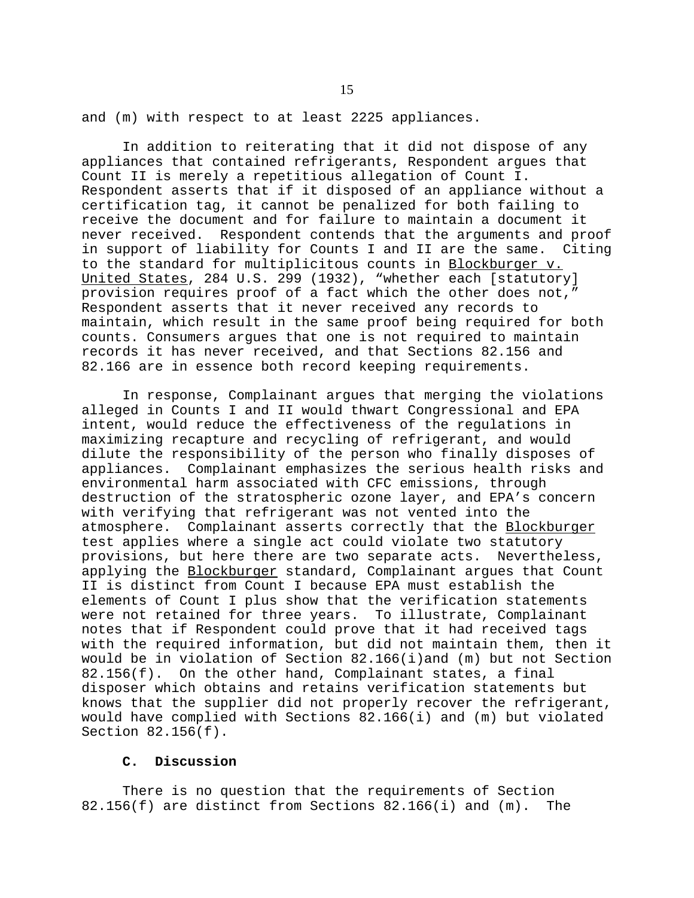and (m) with respect to at least 2225 appliances.

In addition to reiterating that it did not dispose of any appliances that contained refrigerants, Respondent argues that Count II is merely a repetitious allegation of Count I. Respondent asserts that if it disposed of an appliance without a certification tag, it cannot be penalized for both failing to receive the document and for failure to maintain a document it never received. Respondent contends that the arguments and proof in support of liability for Counts I and II are the same. Citing to the standard for multiplicitous counts in Blockburger v. United States, 284 U.S. 299 (1932), "whether each [statutory] provision requires proof of a fact which the other does not," Respondent asserts that it never received any records to maintain, which result in the same proof being required for both counts. Consumers argues that one is not required to maintain records it has never received, and that Sections 82.156 and 82.166 are in essence both record keeping requirements.

In response, Complainant argues that merging the violations alleged in Counts I and II would thwart Congressional and EPA intent, would reduce the effectiveness of the regulations in maximizing recapture and recycling of refrigerant, and would dilute the responsibility of the person who finally disposes of appliances. Complainant emphasizes the serious health risks and environmental harm associated with CFC emissions, through destruction of the stratospheric ozone layer, and EPA's concern with verifying that refrigerant was not vented into the atmosphere. Complainant asserts correctly that the Blockburger test applies where a single act could violate two statutory provisions, but here there are two separate acts. Nevertheless, applying the Blockburger standard, Complainant argues that Count II is distinct from Count I because EPA must establish the elements of Count I plus show that the verification statements were not retained for three years. To illustrate, Complainant notes that if Respondent could prove that it had received tags with the required information, but did not maintain them, then it would be in violation of Section 82.166(i)and (m) but not Section 82.156(f). On the other hand, Complainant states, a final disposer which obtains and retains verification statements but knows that the supplier did not properly recover the refrigerant, would have complied with Sections 82.166(i) and (m) but violated Section 82.156(f).

### C. Discussion

There is no question that the requirements of Section 82.156(f) are distinct from Sections 82.166(i) and (m). The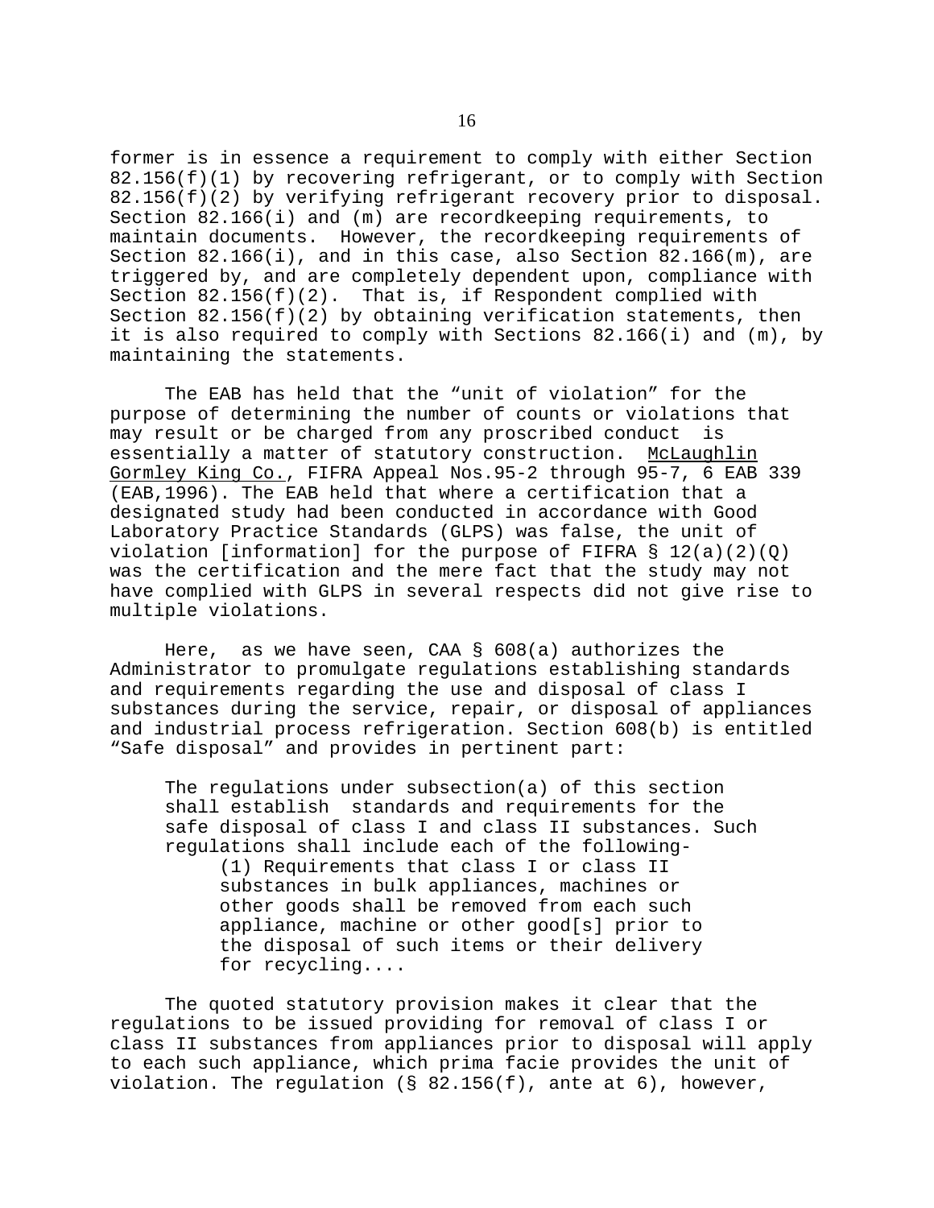former is in essence a requirement to comply with either Section 82.156(f)(1) by recovering refrigerant, or to comply with Section 82.156(f)(2) by verifying refrigerant recovery prior to disposal. Section 82.166(i) and (m) are recordkeeping requirements, to maintain documents. However, the recordkeeping requirements of Section 82.166(i), and in this case, also Section 82.166(m), are triggered by, and are completely dependent upon, compliance with Section 82.156(f)(2). That is, if Respondent complied with Section 82.156(f)(2) by obtaining verification statements, then it is also required to comply with Sections 82.166(i) and (m), by maintaining the statements.

The EAB has held that the "unit of violation" for the purpose of determining the number of counts or violations that may result or be charged from any proscribed conduct is essentially a matter of statutory construction. McLaughlin Gormley King Co., FIFRA Appeal Nos.95-2 through 95-7, 6 EAB 339 (EAB,1996). The EAB held that where a certification that a designated study had been conducted in accordance with Good Laboratory Practice Standards (GLPS) was false, the unit of violation [information] for the purpose of FIFRA § 12(a)(2)(Q) was the certification and the mere fact that the study may not have complied with GLPS in several respects did not give rise to multiple violations.

Here, as we have seen, CAA § 608(a) authorizes the Administrator to promulgate regulations establishing standards and requirements regarding the use and disposal of class I substances during the service, repair, or disposal of appliances and industrial process refrigeration. Section 608(b) is entitled "Safe disposal" and provides in pertinent part:

> The regulations under subsection(a) of this section shall establish standards and requirements for the safe disposal of class I and class II substances. Such regulations shall include each of the following-
>
> > (1) Requirements that class I or class II substances in bulk appliances, machines or other goods shall be removed from each such appliance, machine or other good[s] prior to the disposal of such items or their delivery for recycling....

The quoted statutory provision makes it clear that the regulations to be issued providing for removal of class I or class II substances from appliances prior to disposal will apply to each such appliance, which prima facie provides the unit of violation. The regulation (§ 82.156(f), ante at 6), however,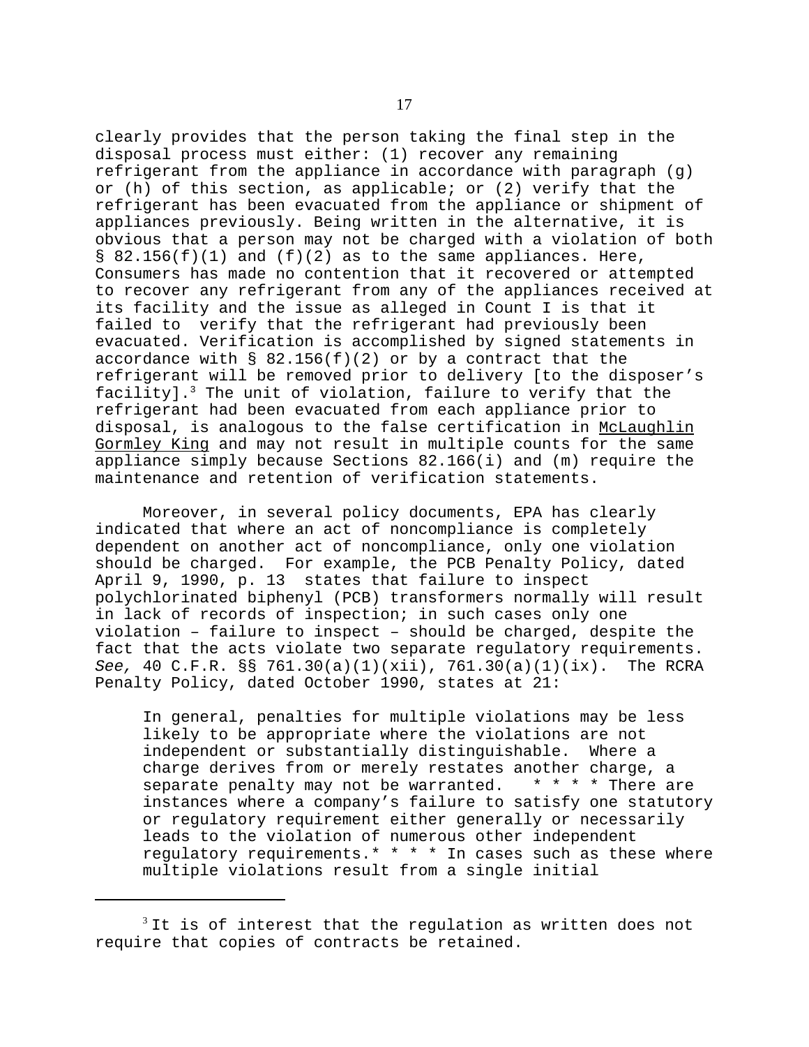clearly provides that the person taking the final step in the disposal process must either: (1) recover any remaining refrigerant from the appliance in accordance with paragraph (g) or (h) of this section, as applicable; or (2) verify that the refrigerant has been evacuated from the appliance or shipment of appliances previously. Being written in the alternative, it is obvious that a person may not be charged with a violation of both § 82.156(f)(1) and (f)(2) as to the same appliances. Here, Consumers has made no contention that it recovered or attempted to recover any refrigerant from any of the appliances received at its facility and the issue as alleged in Count I is that it failed to verify that the refrigerant had previously been evacuated. Verification is accomplished by signed statements in accordance with § 82.156(f)(2) or by a contract that the refrigerant will be removed prior to delivery [to the disposer's facility].[3] The unit of violation, failure to verify that the refrigerant had been evacuated from each appliance prior to disposal, is analogous to the false certification in McLaughlin Gormley King and may not result in multiple counts for the same appliance simply because Sections 82.166(i) and (m) require the maintenance and retention of verification statements.

Moreover, in several policy documents, EPA has clearly indicated that where an act of noncompliance is completely dependent on another act of noncompliance, only one violation should be charged. For example, the PCB Penalty Policy, dated April 9, 1990, p. 13 states that failure to inspect polychlorinated biphenyl (PCB) transformers normally will result in lack of records of inspection; in such cases only one violation – failure to inspect – should be charged, despite the fact that the acts violate two separate regulatory requirements. *See,* 40 C.F.R. §§ 761.30(a)(1)(xii), 761.30(a)(1)(ix). The RCRA Penalty Policy, dated October 1990, states at 21:

> In general, penalties for multiple violations may be less likely to be appropriate where the violations are not independent or substantially distinguishable. Where a charge derives from or merely restates another charge, a separate penalty may not be warranted. * * * * There are instances where a company's failure to satisfy one statutory or regulatory requirement either generally or necessarily leads to the violation of numerous other independent regulatory requirements.* * * * In cases such as these where multiple violations result from a single initial

---

[3] It is of interest that the regulation as written does not require that copies of contracts be retained.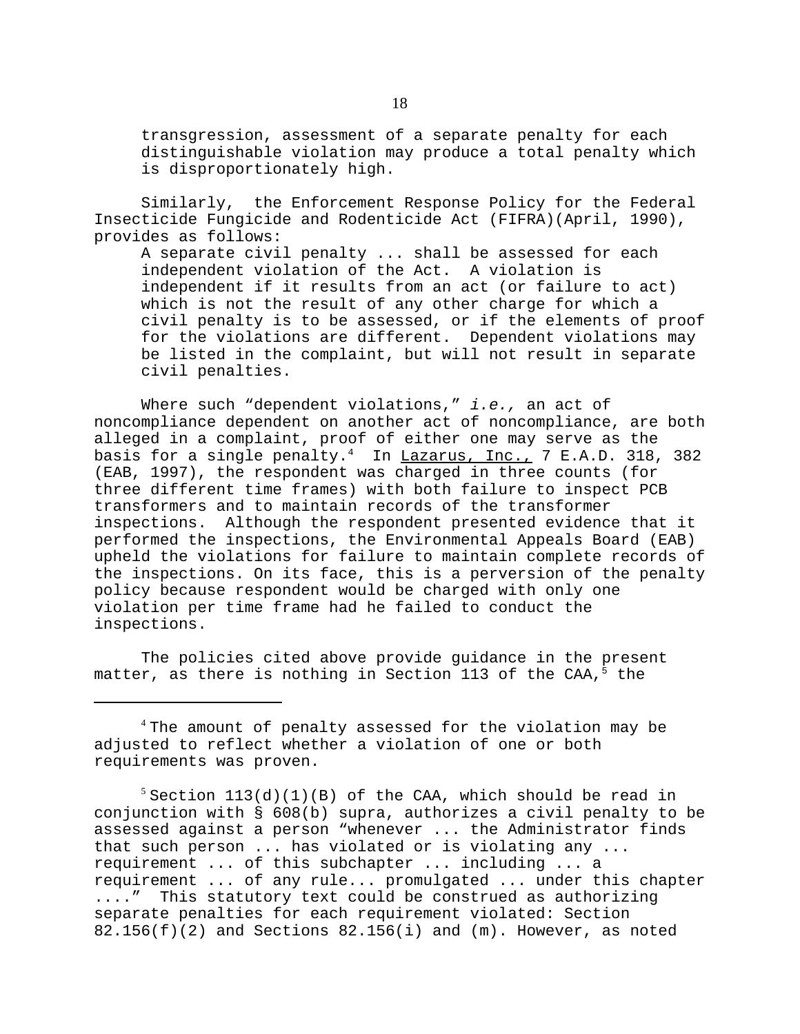> transgression, assessment of a separate penalty for each distinguishable violation may produce a total penalty which is disproportionately high.

Similarly, the Enforcement Response Policy for the Federal Insecticide Fungicide and Rodenticide Act (FIFRA)(April, 1990), provides as follows:

> A separate civil penalty ... shall be assessed for each independent violation of the Act. A violation is independent if it results from an act (or failure to act) which is not the result of any other charge for which a civil penalty is to be assessed, or if the elements of proof for the violations are different. Dependent violations may be listed in the complaint, but will not result in separate civil penalties.

Where such "dependent violations," *i.e.,* an act of noncompliance dependent on another act of noncompliance, are both alleged in a complaint, proof of either one may serve as the basis for a single penalty.[4] In Lazarus, Inc., 7 E.A.D. 318, 382 (EAB, 1997), the respondent was charged in three counts (for three different time frames) with both failure to inspect PCB transformers and to maintain records of the transformer inspections. Although the respondent presented evidence that it performed the inspections, the Environmental Appeals Board (EAB) upheld the violations for failure to maintain complete records of the inspections. On its face, this is a perversion of the penalty policy because respondent would be charged with only one violation per time frame had he failed to conduct the inspections.

The policies cited above provide guidance in the present matter, as there is nothing in Section 113 of the CAA,[5] the

---

[4] The amount of penalty assessed for the violation may be adjusted to reflect whether a violation of one or both requirements was proven.

[5] Section 113(d)(1)(B) of the CAA, which should be read in conjunction with § 608(b) supra, authorizes a civil penalty to be assessed against a person "whenever ... the Administrator finds that such person ... has violated or is violating any ... requirement ... of this subchapter ... including ... a requirement ... of any rule... promulgated ... under this chapter ...." This statutory text could be construed as authorizing separate penalties for each requirement violated: Section 82.156(f)(2) and Sections 82.156(i) and (m). However, as noted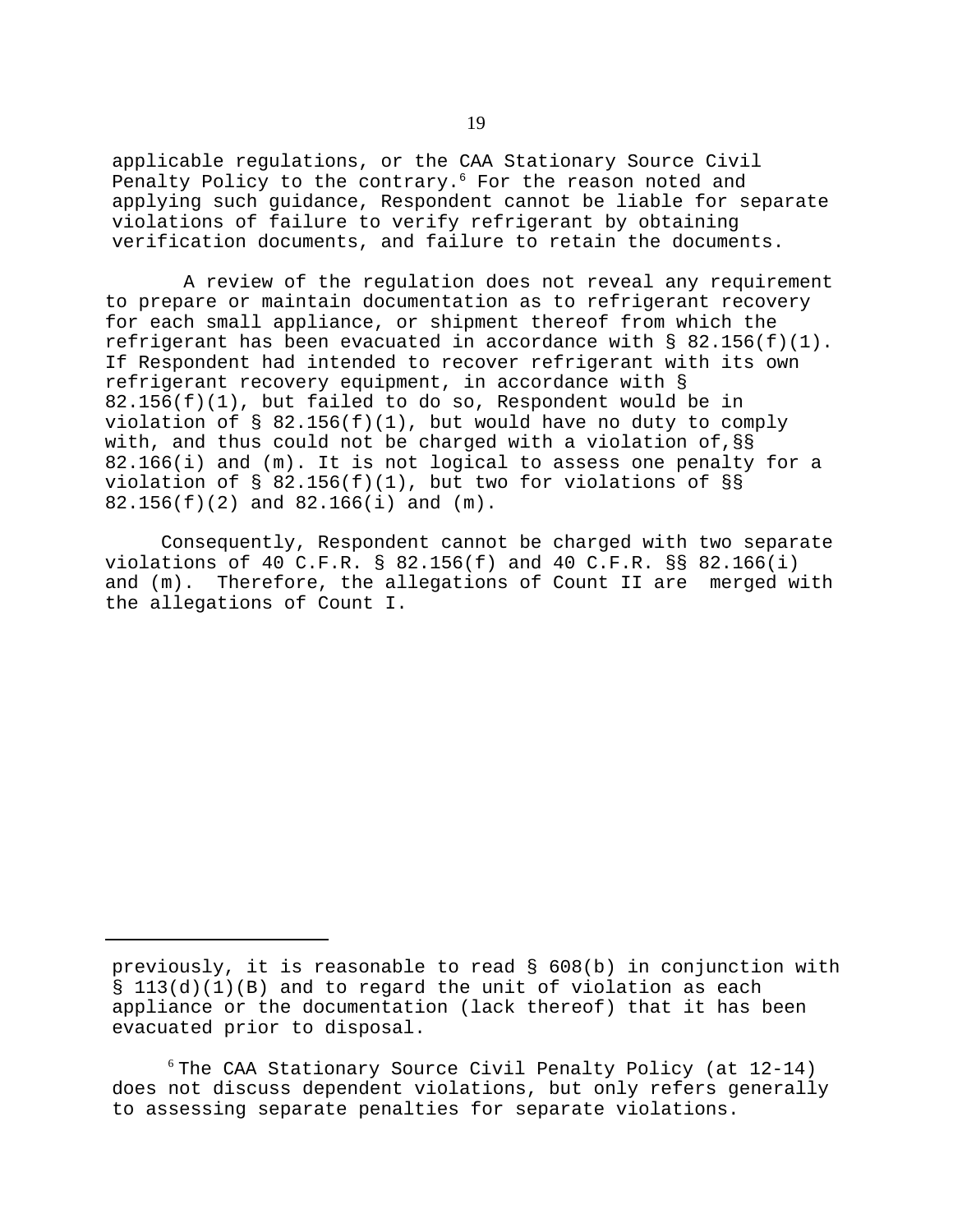applicable regulations, or the CAA Stationary Source Civil Penalty Policy to the contrary.[6] For the reason noted and applying such guidance, Respondent cannot be liable for separate violations of failure to verify refrigerant by obtaining verification documents, and failure to retain the documents.

A review of the regulation does not reveal any requirement to prepare or maintain documentation as to refrigerant recovery for each small appliance, or shipment thereof from which the refrigerant has been evacuated in accordance with § 82.156(f)(1). If Respondent had intended to recover refrigerant with its own refrigerant recovery equipment, in accordance with § 82.156(f)(1), but failed to do so, Respondent would be in violation of § 82.156(f)(1), but would have no duty to comply with, and thus could not be charged with a violation of,§§ 82.166(i) and (m). It is not logical to assess one penalty for a violation of § 82.156(f)(1), but two for violations of §§ 82.156(f)(2) and 82.166(i) and (m).

Consequently, Respondent cannot be charged with two separate violations of 40 C.F.R. § 82.156(f) and 40 C.F.R. §§ 82.166(i) and (m). Therefore, the allegations of Count II are merged with the allegations of Count I.

---

previously, it is reasonable to read § 608(b) in conjunction with § 113(d)(1)(B) and to regard the unit of violation as each appliance or the documentation (lack thereof) that it has been evacuated prior to disposal.

[6] The CAA Stationary Source Civil Penalty Policy (at 12-14) does not discuss dependent violations, but only refers generally to assessing separate penalties for separate violations.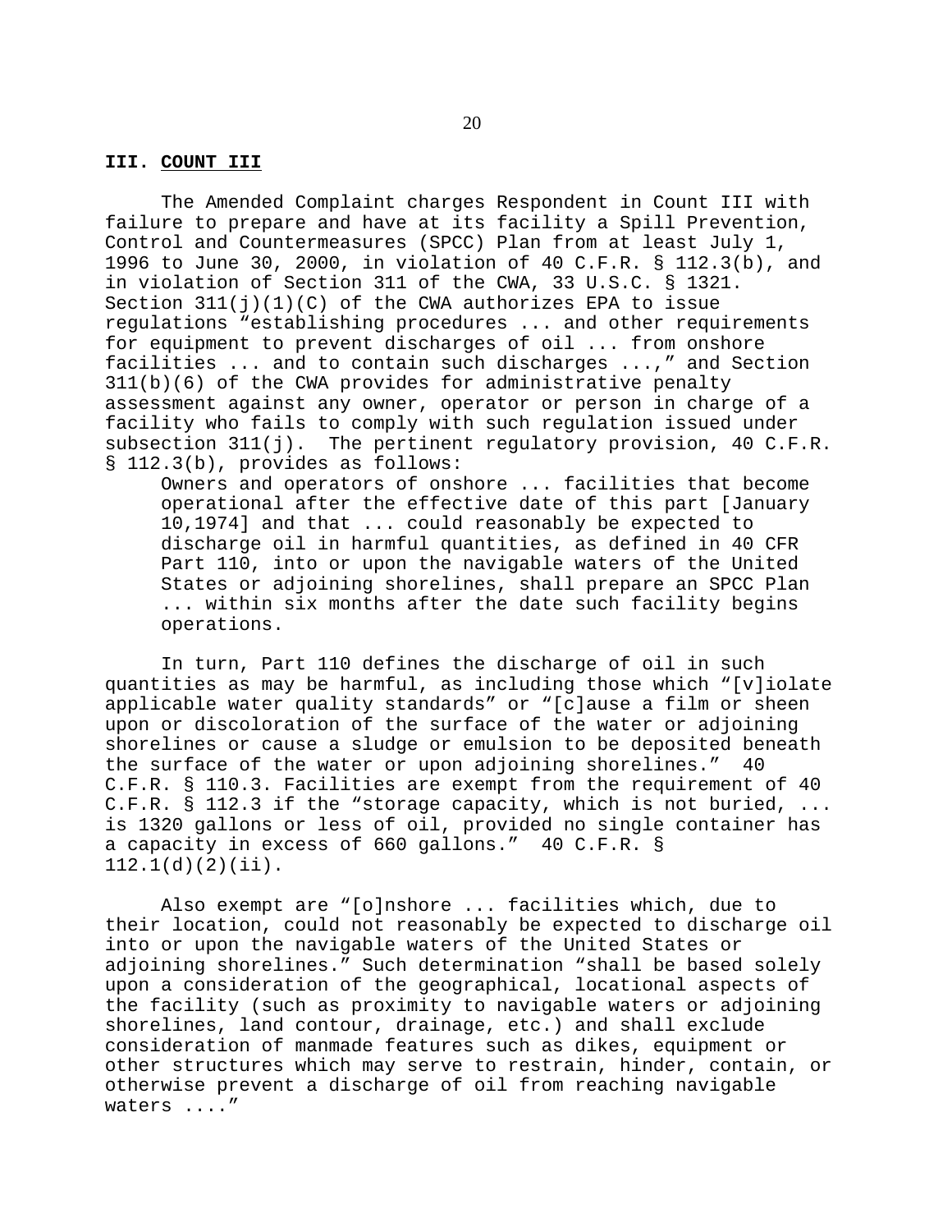## III. **COUNT III**

The Amended Complaint charges Respondent in Count III with failure to prepare and have at its facility a Spill Prevention, Control and Countermeasures (SPCC) Plan from at least July 1, 1996 to June 30, 2000, in violation of 40 C.F.R. § 112.3(b), and in violation of Section 311 of the CWA, 33 U.S.C. § 1321. Section 311(j)(1)(C) of the CWA authorizes EPA to issue regulations "establishing procedures ... and other requirements for equipment to prevent discharges of oil ... from onshore facilities ... and to contain such discharges ...," and Section 311(b)(6) of the CWA provides for administrative penalty assessment against any owner, operator or person in charge of a facility who fails to comply with such regulation issued under subsection 311(j). The pertinent regulatory provision, 40 C.F.R. § 112.3(b), provides as follows:

> Owners and operators of onshore ... facilities that become operational after the effective date of this part [January 10,1974] and that ... could reasonably be expected to discharge oil in harmful quantities, as defined in 40 CFR Part 110, into or upon the navigable waters of the United States or adjoining shorelines, shall prepare an SPCC Plan ... within six months after the date such facility begins operations.

In turn, Part 110 defines the discharge of oil in such quantities as may be harmful, as including those which "[v]iolate applicable water quality standards" or "[c]ause a film or sheen upon or discoloration of the surface of the water or adjoining shorelines or cause a sludge or emulsion to be deposited beneath the surface of the water or upon adjoining shorelines." 40 C.F.R. § 110.3. Facilities are exempt from the requirement of 40 C.F.R. § 112.3 if the "storage capacity, which is not buried, ... is 1320 gallons or less of oil, provided no single container has a capacity in excess of 660 gallons." 40 C.F.R. § 112.1(d)(2)(ii).

Also exempt are "[o]nshore ... facilities which, due to their location, could not reasonably be expected to discharge oil into or upon the navigable waters of the United States or adjoining shorelines." Such determination "shall be based solely upon a consideration of the geographical, locational aspects of the facility (such as proximity to navigable waters or adjoining shorelines, land contour, drainage, etc.) and shall exclude consideration of manmade features such as dikes, equipment or other structures which may serve to restrain, hinder, contain, or otherwise prevent a discharge of oil from reaching navigable waters ...."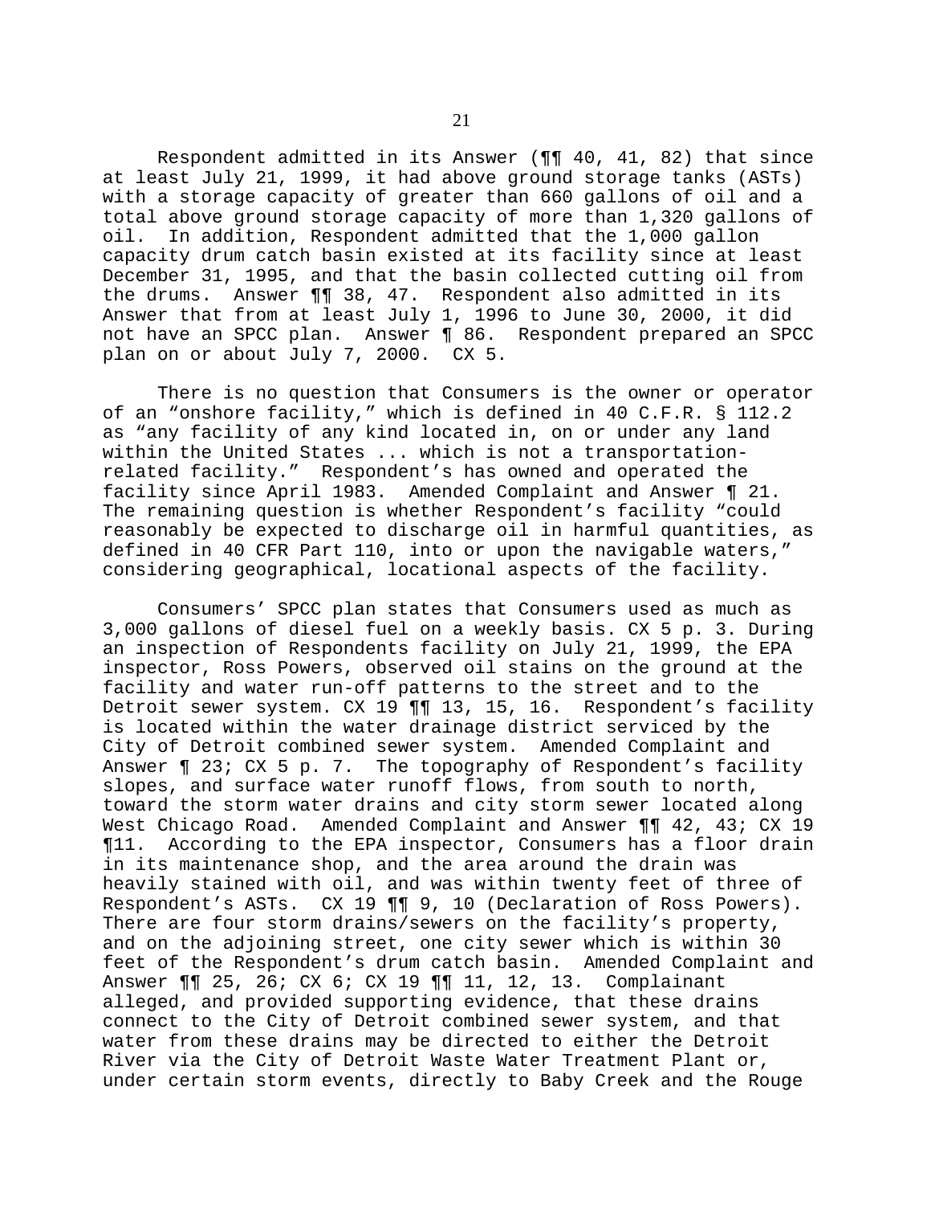Respondent admitted in its Answer (¶¶ 40, 41, 82) that since at least July 21, 1999, it had above ground storage tanks (ASTs) with a storage capacity of greater than 660 gallons of oil and a total above ground storage capacity of more than 1,320 gallons of oil. In addition, Respondent admitted that the 1,000 gallon capacity drum catch basin existed at its facility since at least December 31, 1995, and that the basin collected cutting oil from the drums. Answer ¶¶ 38, 47. Respondent also admitted in its Answer that from at least July 1, 1996 to June 30, 2000, it did not have an SPCC plan. Answer ¶ 86. Respondent prepared an SPCC plan on or about July 7, 2000. CX 5.

There is no question that Consumers is the owner or operator of an "onshore facility," which is defined in 40 C.F.R. § 112.2 as "any facility of any kind located in, on or under any land within the United States ... which is not a transportation-related facility." Respondent's has owned and operated the facility since April 1983. Amended Complaint and Answer ¶ 21. The remaining question is whether Respondent's facility "could reasonably be expected to discharge oil in harmful quantities, as defined in 40 CFR Part 110, into or upon the navigable waters," considering geographical, locational aspects of the facility.

Consumers' SPCC plan states that Consumers used as much as 3,000 gallons of diesel fuel on a weekly basis. CX 5 p. 3. During an inspection of Respondents facility on July 21, 1999, the EPA inspector, Ross Powers, observed oil stains on the ground at the facility and water run-off patterns to the street and to the Detroit sewer system. CX 19 ¶¶ 13, 15, 16. Respondent's facility is located within the water drainage district serviced by the City of Detroit combined sewer system. Amended Complaint and Answer ¶ 23; CX 5 p. 7. The topography of Respondent's facility slopes, and surface water runoff flows, from south to north, toward the storm water drains and city storm sewer located along West Chicago Road. Amended Complaint and Answer ¶¶ 42, 43; CX 19 ¶11. According to the EPA inspector, Consumers has a floor drain in its maintenance shop, and the area around the drain was heavily stained with oil, and was within twenty feet of three of Respondent's ASTs. CX 19 ¶¶ 9, 10 (Declaration of Ross Powers). There are four storm drains/sewers on the facility's property, and on the adjoining street, one city sewer which is within 30 feet of the Respondent's drum catch basin. Amended Complaint and Answer ¶¶ 25, 26; CX 6; CX 19 ¶¶ 11, 12, 13. Complainant alleged, and provided supporting evidence, that these drains connect to the City of Detroit combined sewer system, and that water from these drains may be directed to either the Detroit River via the City of Detroit Waste Water Treatment Plant or, under certain storm events, directly to Baby Creek and the Rouge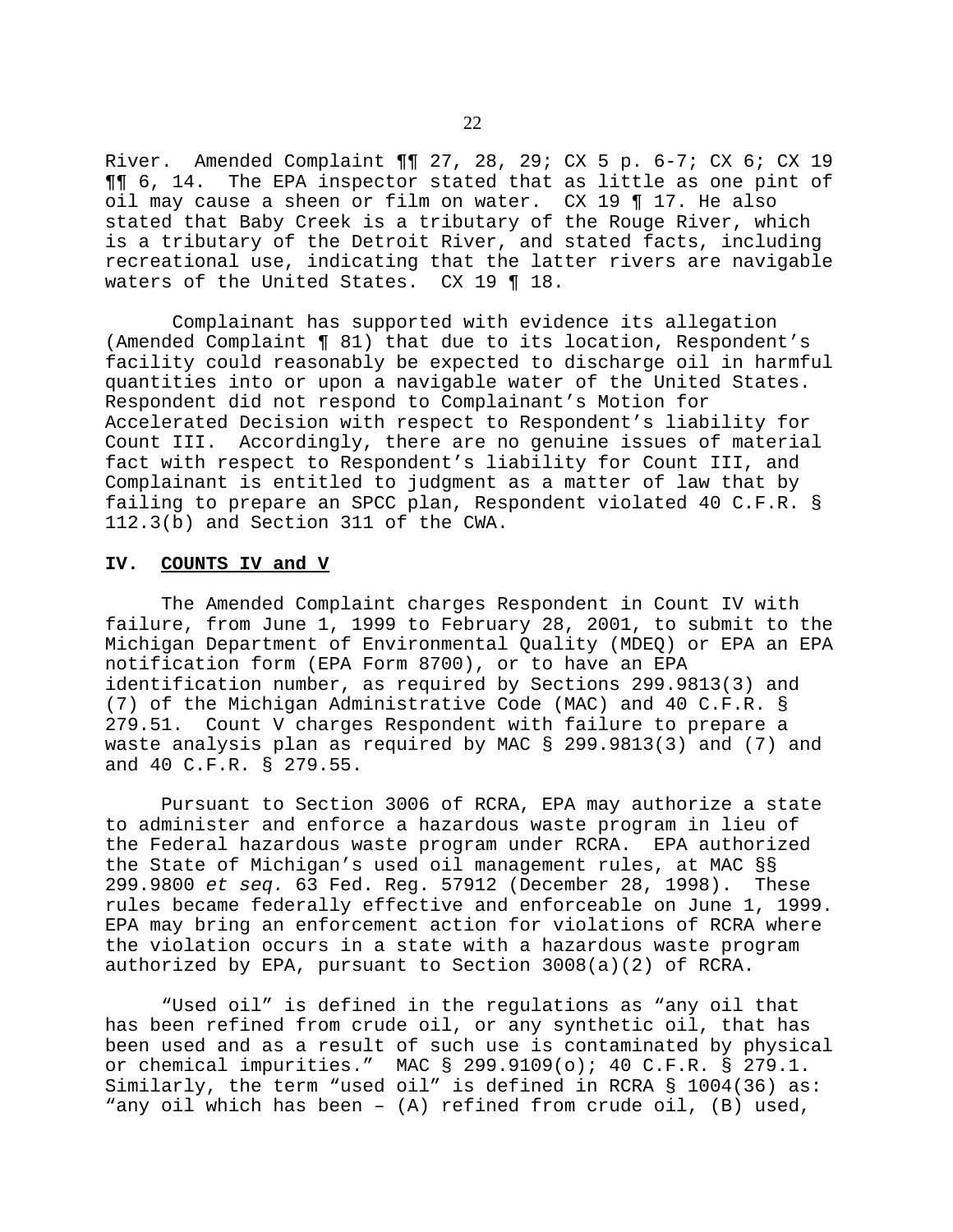River. Amended Complaint ¶¶ 27, 28, 29; CX 5 p. 6-7; CX 6; CX 19 ¶¶ 6, 14. The EPA inspector stated that as little as one pint of oil may cause a sheen or film on water. CX 19 ¶ 17. He also stated that Baby Creek is a tributary of the Rouge River, which is a tributary of the Detroit River, and stated facts, including recreational use, indicating that the latter rivers are navigable waters of the United States. CX 19 ¶ 18.

Complainant has supported with evidence its allegation (Amended Complaint ¶ 81) that due to its location, Respondent's facility could reasonably be expected to discharge oil in harmful quantities into or upon a navigable water of the United States. Respondent did not respond to Complainant's Motion for Accelerated Decision with respect to Respondent's liability for Count III. Accordingly, there are no genuine issues of material fact with respect to Respondent's liability for Count III, and Complainant is entitled to judgment as a matter of law that by failing to prepare an SPCC plan, Respondent violated 40 C.F.R. § 112.3(b) and Section 311 of the CWA.

## IV. **COUNTS IV and V**

The Amended Complaint charges Respondent in Count IV with failure, from June 1, 1999 to February 28, 2001, to submit to the Michigan Department of Environmental Quality (MDEQ) or EPA an EPA notification form (EPA Form 8700), or to have an EPA identification number, as required by Sections 299.9813(3) and (7) of the Michigan Administrative Code (MAC) and 40 C.F.R. § 279.51. Count V charges Respondent with failure to prepare a waste analysis plan as required by MAC § 299.9813(3) and (7) and and 40 C.F.R. § 279.55.

Pursuant to Section 3006 of RCRA, EPA may authorize a state to administer and enforce a hazardous waste program in lieu of the Federal hazardous waste program under RCRA. EPA authorized the State of Michigan's used oil management rules, at MAC §§ 299.9800 *et seq.* 63 Fed. Reg. 57912 (December 28, 1998). These rules became federally effective and enforceable on June 1, 1999. EPA may bring an enforcement action for violations of RCRA where the violation occurs in a state with a hazardous waste program authorized by EPA, pursuant to Section 3008(a)(2) of RCRA.

"Used oil" is defined in the regulations as "any oil that has been refined from crude oil, or any synthetic oil, that has been used and as a result of such use is contaminated by physical or chemical impurities." MAC § 299.9109(o); 40 C.F.R. § 279.1. Similarly, the term "used oil" is defined in RCRA § 1004(36) as: "any oil which has been – (A) refined from crude oil, (B) used,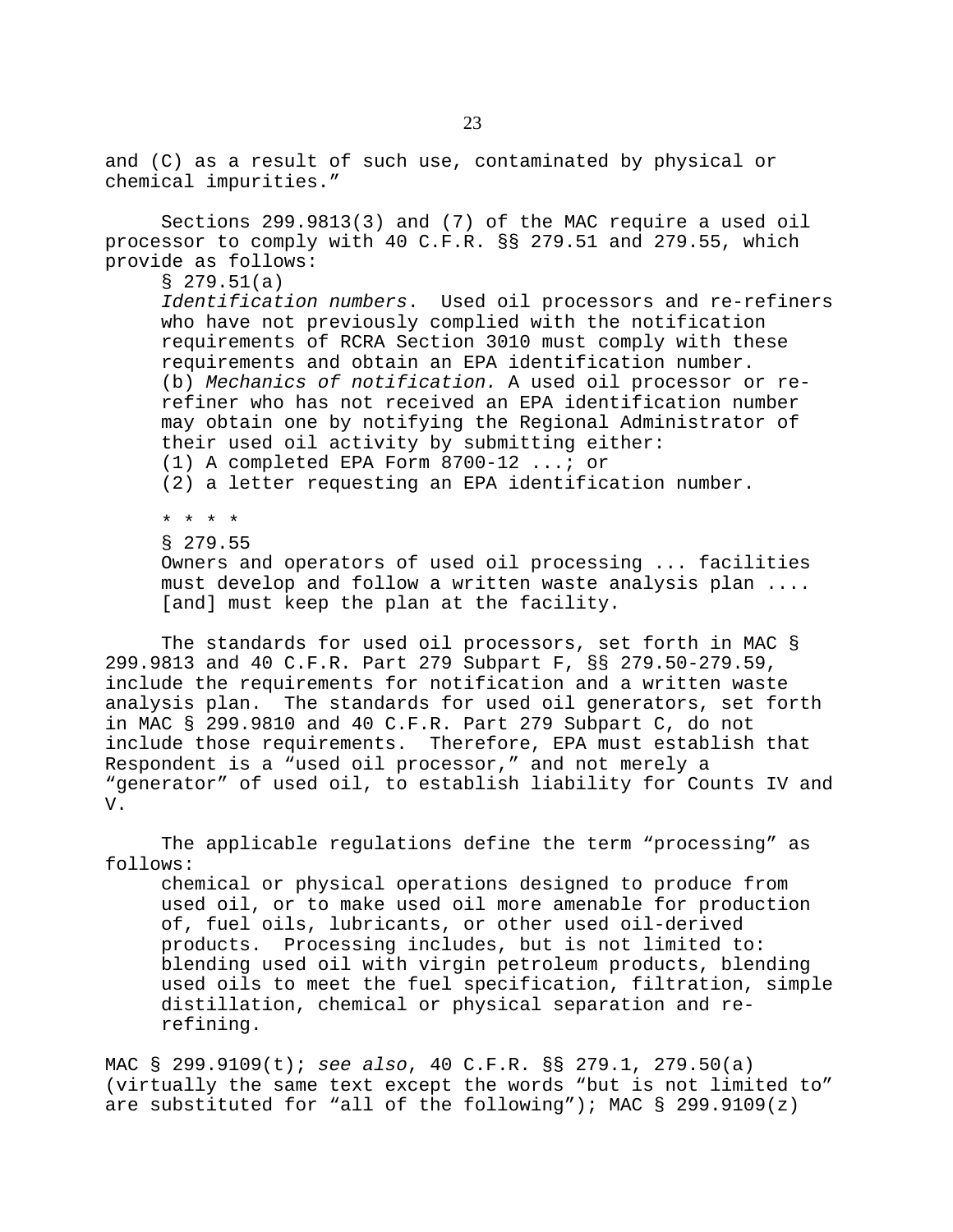and (C) as a result of such use, contaminated by physical or chemical impurities."

Sections 299.9813(3) and (7) of the MAC require a used oil processor to comply with 40 C.F.R. §§ 279.51 and 279.55, which provide as follows:

> § 279.51(a)
> *Identification numbers*. Used oil processors and re-refiners who have not previously complied with the notification requirements of RCRA Section 3010 must comply with these requirements and obtain an EPA identification number.
> (b) *Mechanics of notification.* A used oil processor or re-refiner who has not received an EPA identification number may obtain one by notifying the Regional Administrator of their used oil activity by submitting either:
> (1) A completed EPA Form 8700-12 ...; or
> (2) a letter requesting an EPA identification number.
>
> * * * *
>
> § 279.55
> Owners and operators of used oil processing ... facilities must develop and follow a written waste analysis plan .... [and] must keep the plan at the facility.

The standards for used oil processors, set forth in MAC § 299.9813 and 40 C.F.R. Part 279 Subpart F, §§ 279.50-279.59, include the requirements for notification and a written waste analysis plan. The standards for used oil generators, set forth in MAC § 299.9810 and 40 C.F.R. Part 279 Subpart C, do not include those requirements. Therefore, EPA must establish that Respondent is a "used oil processor," and not merely a "generator" of used oil, to establish liability for Counts IV and V.

The applicable regulations define the term "processing" as follows:

> chemical or physical operations designed to produce from used oil, or to make used oil more amenable for production of, fuel oils, lubricants, or other used oil-derived products. Processing includes, but is not limited to: blending used oil with virgin petroleum products, blending used oils to meet the fuel specification, filtration, simple distillation, chemical or physical separation and re-refining.

MAC § 299.9109(t); *see also*, 40 C.F.R. §§ 279.1, 279.50(a) (virtually the same text except the words "but is not limited to" are substituted for "all of the following"); MAC § 299.9109(z)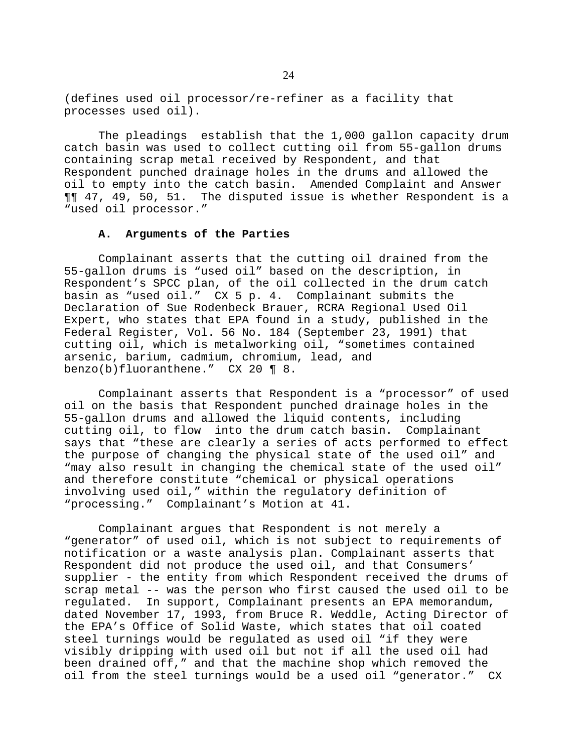(defines used oil processor/re-refiner as a facility that processes used oil).

The pleadings establish that the 1,000 gallon capacity drum catch basin was used to collect cutting oil from 55-gallon drums containing scrap metal received by Respondent, and that Respondent punched drainage holes in the drums and allowed the oil to empty into the catch basin. Amended Complaint and Answer ¶¶ 47, 49, 50, 51. The disputed issue is whether Respondent is a "used oil processor."

### A. Arguments of the Parties

Complainant asserts that the cutting oil drained from the 55-gallon drums is "used oil" based on the description, in Respondent's SPCC plan, of the oil collected in the drum catch basin as "used oil." CX 5 p. 4. Complainant submits the Declaration of Sue Rodenbeck Brauer, RCRA Regional Used Oil Expert, who states that EPA found in a study, published in the Federal Register, Vol. 56 No. 184 (September 23, 1991) that cutting oil, which is metalworking oil, "sometimes contained arsenic, barium, cadmium, chromium, lead, and benzo(b)fluoranthene." CX 20 ¶ 8.

Complainant asserts that Respondent is a "processor" of used oil on the basis that Respondent punched drainage holes in the 55-gallon drums and allowed the liquid contents, including cutting oil, to flow into the drum catch basin. Complainant says that "these are clearly a series of acts performed to effect the purpose of changing the physical state of the used oil" and "may also result in changing the chemical state of the used oil" and therefore constitute "chemical or physical operations involving used oil," within the regulatory definition of "processing." Complainant's Motion at 41.

Complainant argues that Respondent is not merely a "generator" of used oil, which is not subject to requirements of notification or a waste analysis plan. Complainant asserts that Respondent did not produce the used oil, and that Consumers' supplier - the entity from which Respondent received the drums of scrap metal -- was the person who first caused the used oil to be regulated. In support, Complainant presents an EPA memorandum, dated November 17, 1993, from Bruce R. Weddle, Acting Director of the EPA's Office of Solid Waste, which states that oil coated steel turnings would be regulated as used oil "if they were visibly dripping with used oil but not if all the used oil had been drained off," and that the machine shop which removed the oil from the steel turnings would be a used oil "generator." CX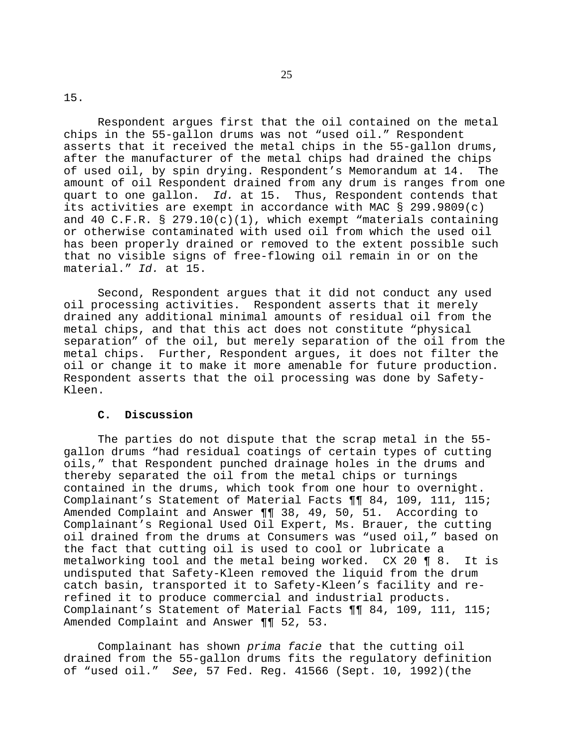15.

Respondent argues first that the oil contained on the metal chips in the 55-gallon drums was not "used oil." Respondent asserts that it received the metal chips in the 55-gallon drums, after the manufacturer of the metal chips had drained the chips of used oil, by spin drying. Respondent's Memorandum at 14. The amount of oil Respondent drained from any drum is ranges from one quart to one gallon. *Id.* at 15. Thus, Respondent contends that its activities are exempt in accordance with MAC § 299.9809(c) and 40 C.F.R. § 279.10(c)(1), which exempt "materials containing or otherwise contaminated with used oil from which the used oil has been properly drained or removed to the extent possible such that no visible signs of free-flowing oil remain in or on the material." *Id.* at 15.

Second, Respondent argues that it did not conduct any used oil processing activities. Respondent asserts that it merely drained any additional minimal amounts of residual oil from the metal chips, and that this act does not constitute "physical separation" of the oil, but merely separation of the oil from the metal chips. Further, Respondent argues, it does not filter the oil or change it to make it more amenable for future production. Respondent asserts that the oil processing was done by Safety-Kleen.

**C. Discussion**

The parties do not dispute that the scrap metal in the 55-gallon drums "had residual coatings of certain types of cutting oils," that Respondent punched drainage holes in the drums and thereby separated the oil from the metal chips or turnings contained in the drums, which took from one hour to overnight. Complainant's Statement of Material Facts ¶¶ 84, 109, 111, 115; Amended Complaint and Answer ¶¶ 38, 49, 50, 51. According to Complainant's Regional Used Oil Expert, Ms. Brauer, the cutting oil drained from the drums at Consumers was "used oil," based on the fact that cutting oil is used to cool or lubricate a metalworking tool and the metal being worked. CX 20 ¶ 8. It is undisputed that Safety-Kleen removed the liquid from the drum catch basin, transported it to Safety-Kleen's facility and re-refined it to produce commercial and industrial products. Complainant's Statement of Material Facts ¶¶ 84, 109, 111, 115; Amended Complaint and Answer ¶¶ 52, 53.

Complainant has shown *prima facie* that the cutting oil drained from the 55-gallon drums fits the regulatory definition of "used oil." *See*, 57 Fed. Reg. 41566 (Sept. 10, 1992)(the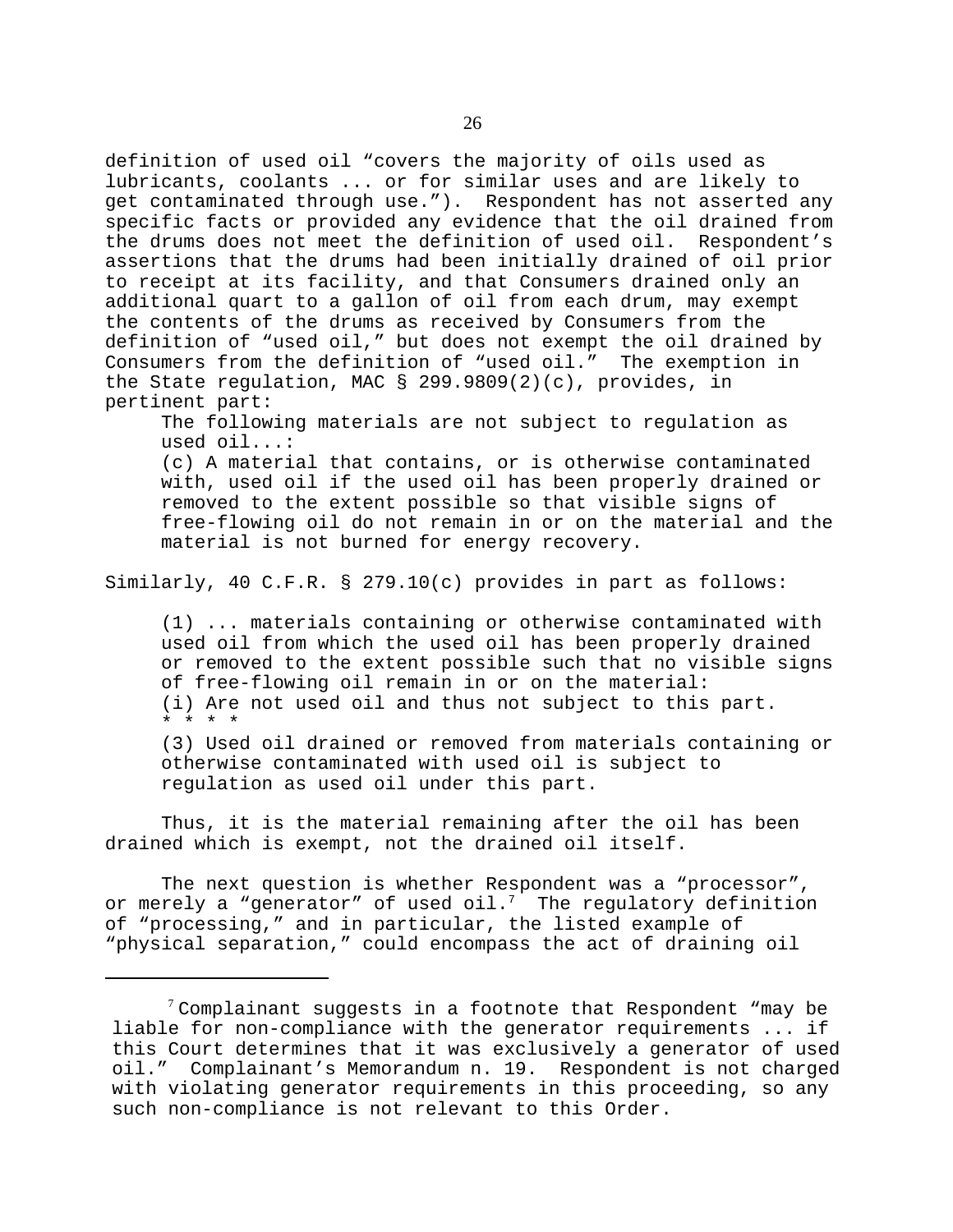definition of used oil "covers the majority of oils used as lubricants, coolants ... or for similar uses and are likely to get contaminated through use."). Respondent has not asserted any specific facts or provided any evidence that the oil drained from the drums does not meet the definition of used oil. Respondent's assertions that the drums had been initially drained of oil prior to receipt at its facility, and that Consumers drained only an additional quart to a gallon of oil from each drum, may exempt the contents of the drums as received by Consumers from the definition of "used oil," but does not exempt the oil drained by Consumers from the definition of "used oil." The exemption in the State regulation, MAC § 299.9809(2)(c), provides, in pertinent part:

> The following materials are not subject to regulation as used oil...:
> (c) A material that contains, or is otherwise contaminated with, used oil if the used oil has been properly drained or removed to the extent possible so that visible signs of free-flowing oil do not remain in or on the material and the material is not burned for energy recovery.

Similarly, 40 C.F.R. § 279.10(c) provides in part as follows:

> (1) ... materials containing or otherwise contaminated with used oil from which the used oil has been properly drained or removed to the extent possible such that no visible signs of free-flowing oil remain in or on the material:
> (i) Are not used oil and thus not subject to this part.
> * * * *
> (3) Used oil drained or removed from materials containing or otherwise contaminated with used oil is subject to regulation as used oil under this part.

Thus, it is the material remaining after the oil has been drained which is exempt, not the drained oil itself.

The next question is whether Respondent was a "processor", or merely a "generator" of used oil.[7] The regulatory definition of "processing," and in particular, the listed example of "physical separation," could encompass the act of draining oil

[7] Complainant suggests in a footnote that Respondent "may be liable for non-compliance with the generator requirements ... if this Court determines that it was exclusively a generator of used oil." Complainant's Memorandum n. 19. Respondent is not charged with violating generator requirements in this proceeding, so any such non-compliance is not relevant to this Order.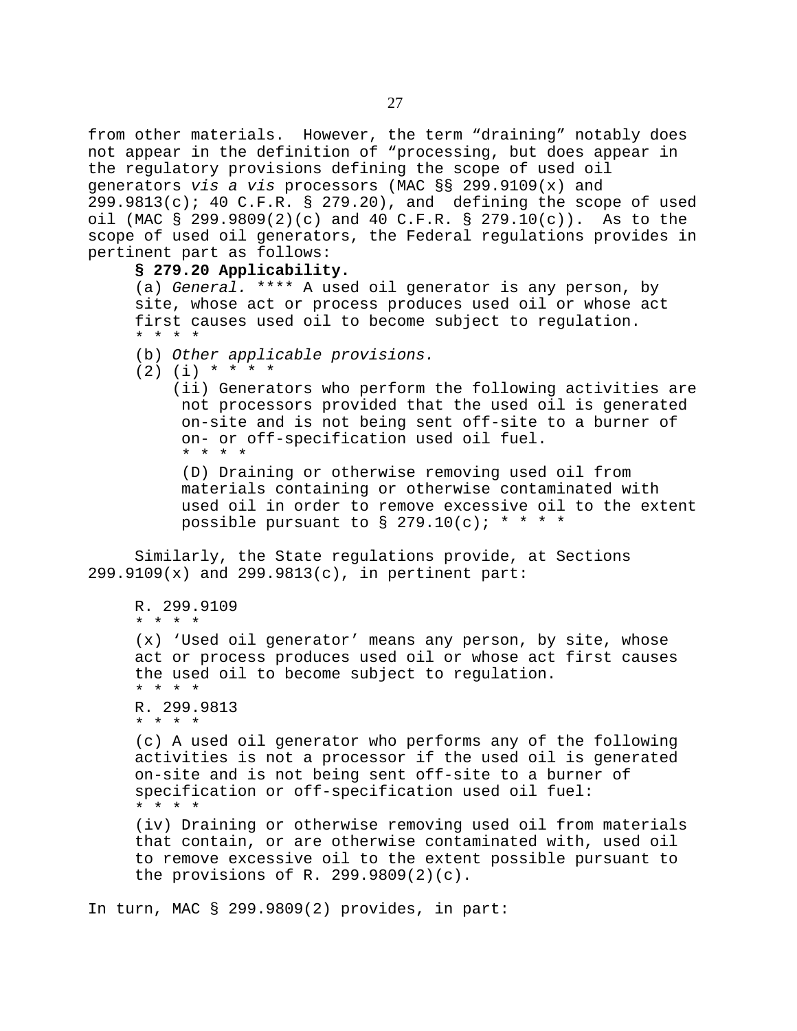from other materials. However, the term "draining" notably does not appear in the definition of "processing, but does appear in the regulatory provisions defining the scope of used oil generators *vis a vis* processors (MAC §§ 299.9109(x) and 299.9813(c); 40 C.F.R. § 279.20), and defining the scope of used oil (MAC § 299.9809(2)(c) and 40 C.F.R. § 279.10(c)). As to the scope of used oil generators, the Federal regulations provides in pertinent part as follows:

> **§ 279.20 Applicability.**
>
> (a) *General.* **** A used oil generator is any person, by site, whose act or process produces used oil or whose act first causes used oil to become subject to regulation.
> * * * *
>
> (b) *Other applicable provisions.*
>
> (2) (i) * * * *
>
> (ii) Generators who perform the following activities are not processors provided that the used oil is generated on-site and is not being sent off-site to a burner of on- or off-specification used oil fuel.
> * * * *
>
> (D) Draining or otherwise removing used oil from materials containing or otherwise contaminated with used oil in order to remove excessive oil to the extent possible pursuant to § 279.10(c); * * * *

Similarly, the State regulations provide, at Sections 299.9109(x) and 299.9813(c), in pertinent part:

> R. 299.9109
> * * * *
>
> (x) 'Used oil generator' means any person, by site, whose act or process produces used oil or whose act first causes the used oil to become subject to regulation.
> * * * *
>
> R. 299.9813
> * * * *
>
> (c) A used oil generator who performs any of the following activities is not a processor if the used oil is generated on-site and is not being sent off-site to a burner of specification or off-specification used oil fuel:
> * * * *
>
> (iv) Draining or otherwise removing used oil from materials that contain, or are otherwise contaminated with, used oil to remove excessive oil to the extent possible pursuant to the provisions of R. 299.9809(2)(c).

In turn, MAC § 299.9809(2) provides, in part: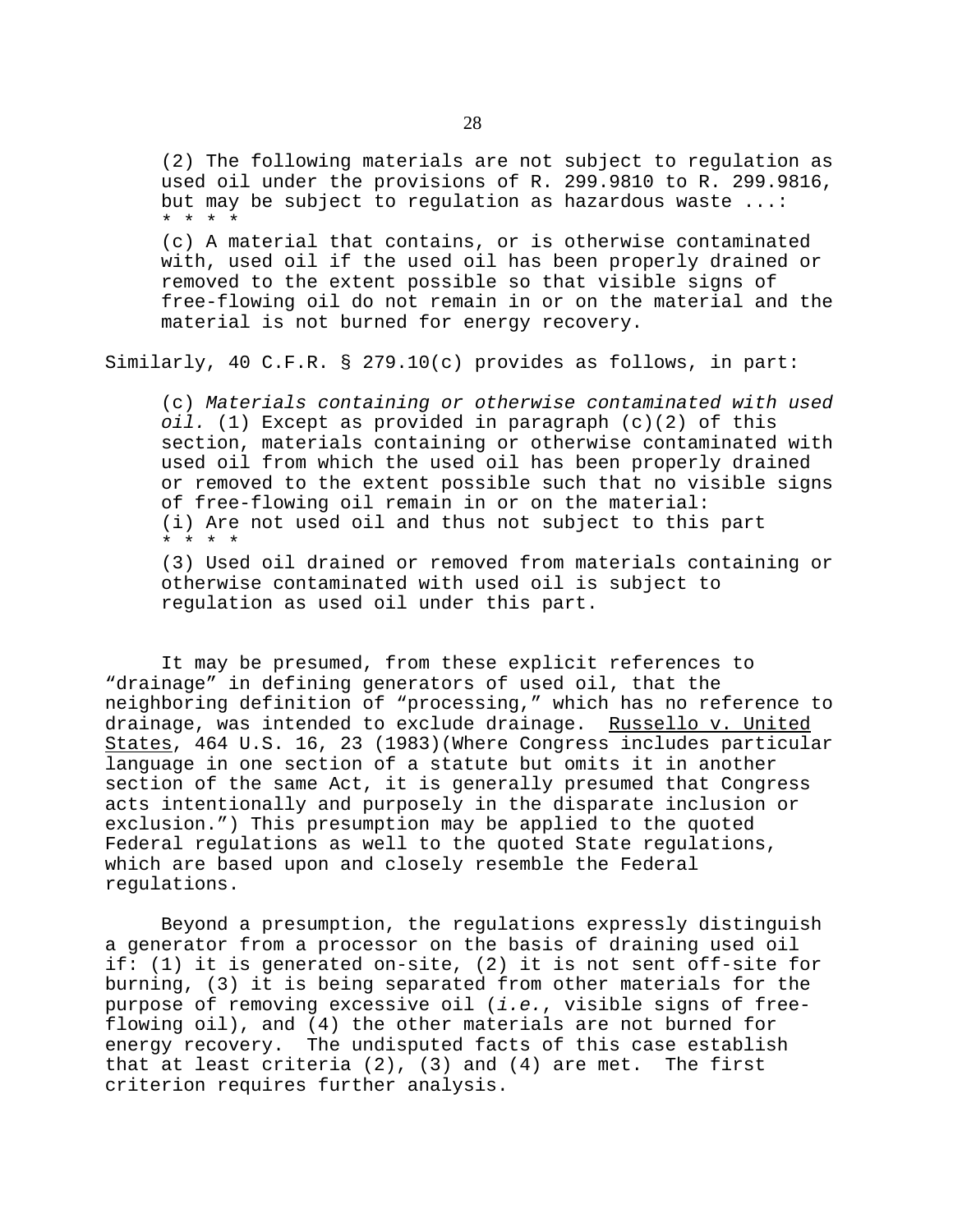> (2) The following materials are not subject to regulation as used oil under the provisions of R. 299.9810 to R. 299.9816, but may be subject to regulation as hazardous waste ...:
> * * * *
> (c) A material that contains, or is otherwise contaminated with, used oil if the used oil has been properly drained or removed to the extent possible so that visible signs of free-flowing oil do not remain in or on the material and the material is not burned for energy recovery.

Similarly, 40 C.F.R. § 279.10(c) provides as follows, in part:

> (c) *Materials containing or otherwise contaminated with used oil.* (1) Except as provided in paragraph (c)(2) of this section, materials containing or otherwise contaminated with used oil from which the used oil has been properly drained or removed to the extent possible such that no visible signs of free-flowing oil remain in or on the material:
> (i) Are not used oil and thus not subject to this part
> * * * *
> (3) Used oil drained or removed from materials containing or otherwise contaminated with used oil is subject to regulation as used oil under this part.

It may be presumed, from these explicit references to "drainage" in defining generators of used oil, that the neighboring definition of "processing," which has no reference to drainage, was intended to exclude drainage. Russello v. United States, 464 U.S. 16, 23 (1983)(Where Congress includes particular language in one section of a statute but omits it in another section of the same Act, it is generally presumed that Congress acts intentionally and purposely in the disparate inclusion or exclusion.") This presumption may be applied to the quoted Federal regulations as well to the quoted State regulations, which are based upon and closely resemble the Federal regulations.

Beyond a presumption, the regulations expressly distinguish a generator from a processor on the basis of draining used oil if: (1) it is generated on-site, (2) it is not sent off-site for burning, (3) it is being separated from other materials for the purpose of removing excessive oil (*i.e.*, visible signs of free-flowing oil), and (4) the other materials are not burned for energy recovery. The undisputed facts of this case establish that at least criteria (2), (3) and (4) are met. The first criterion requires further analysis.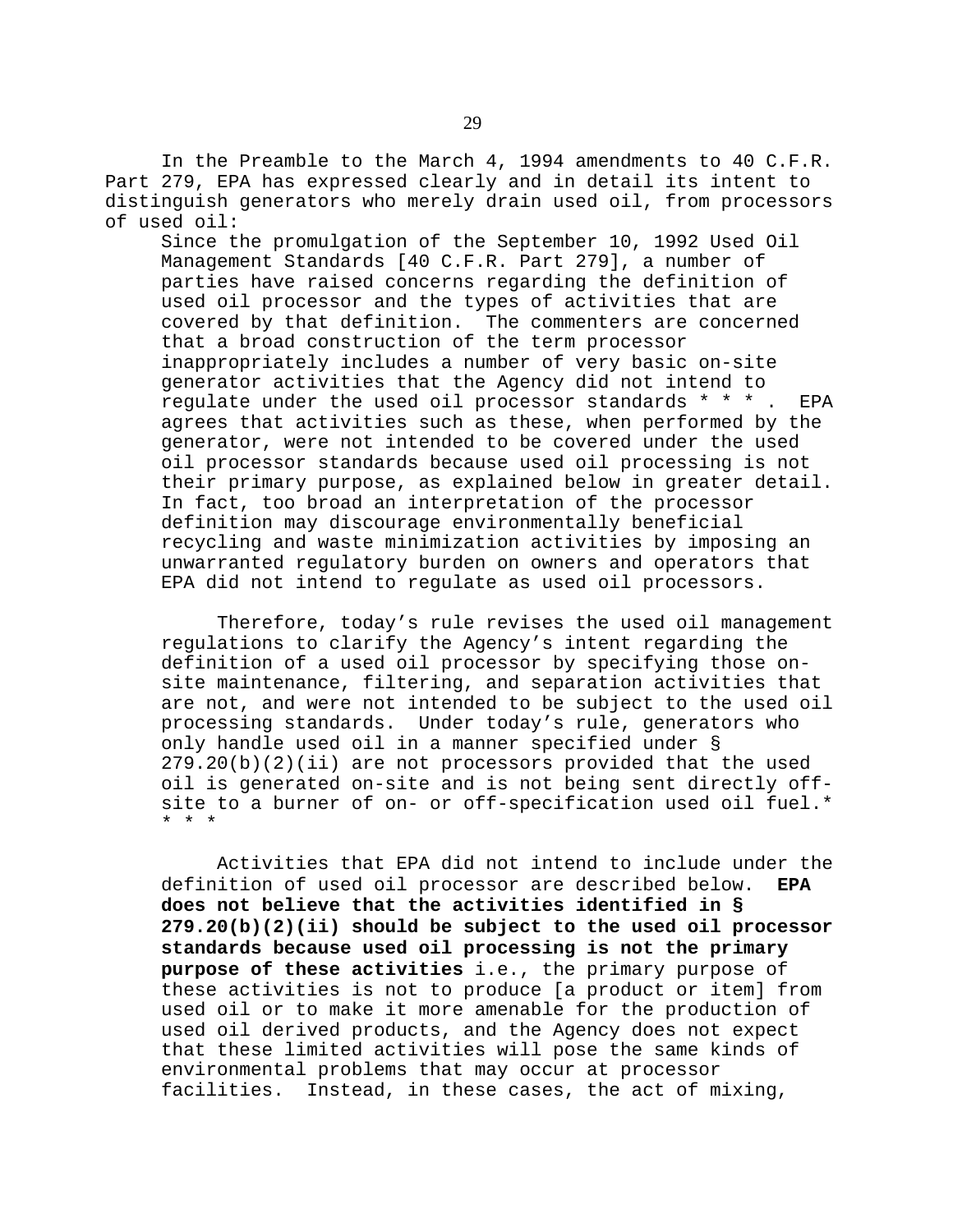In the Preamble to the March 4, 1994 amendments to 40 C.F.R. Part 279, EPA has expressed clearly and in detail its intent to distinguish generators who merely drain used oil, from processors of used oil:

> Since the promulgation of the September 10, 1992 Used Oil Management Standards [40 C.F.R. Part 279], a number of parties have raised concerns regarding the definition of used oil processor and the types of activities that are covered by that definition. The commenters are concerned that a broad construction of the term processor inappropriately includes a number of very basic on-site generator activities that the Agency did not intend to regulate under the used oil processor standards * * * . EPA agrees that activities such as these, when performed by the generator, were not intended to be covered under the used oil processor standards because used oil processing is not their primary purpose, as explained below in greater detail. In fact, too broad an interpretation of the processor definition may discourage environmentally beneficial recycling and waste minimization activities by imposing an unwarranted regulatory burden on owners and operators that EPA did not intend to regulate as used oil processors.
>
> Therefore, today's rule revises the used oil management regulations to clarify the Agency's intent regarding the definition of a used oil processor by specifying those on-site maintenance, filtering, and separation activities that are not, and were not intended to be subject to the used oil processing standards. Under today's rule, generators who only handle used oil in a manner specified under § 279.20(b)(2)(ii) are not processors provided that the used oil is generated on-site and is not being sent directly off-site to a burner of on- or off-specification used oil fuel.* * * *
>
> Activities that EPA did not intend to include under the definition of used oil processor are described below. **EPA does not believe that the activities identified in § 279.20(b)(2)(ii) should be subject to the used oil processor standards because used oil processing is not the primary purpose of these activities** i.e., the primary purpose of these activities is not to produce [a product or item] from used oil or to make it more amenable for the production of used oil derived products, and the Agency does not expect that these limited activities will pose the same kinds of environmental problems that may occur at processor facilities. Instead, in these cases, the act of mixing,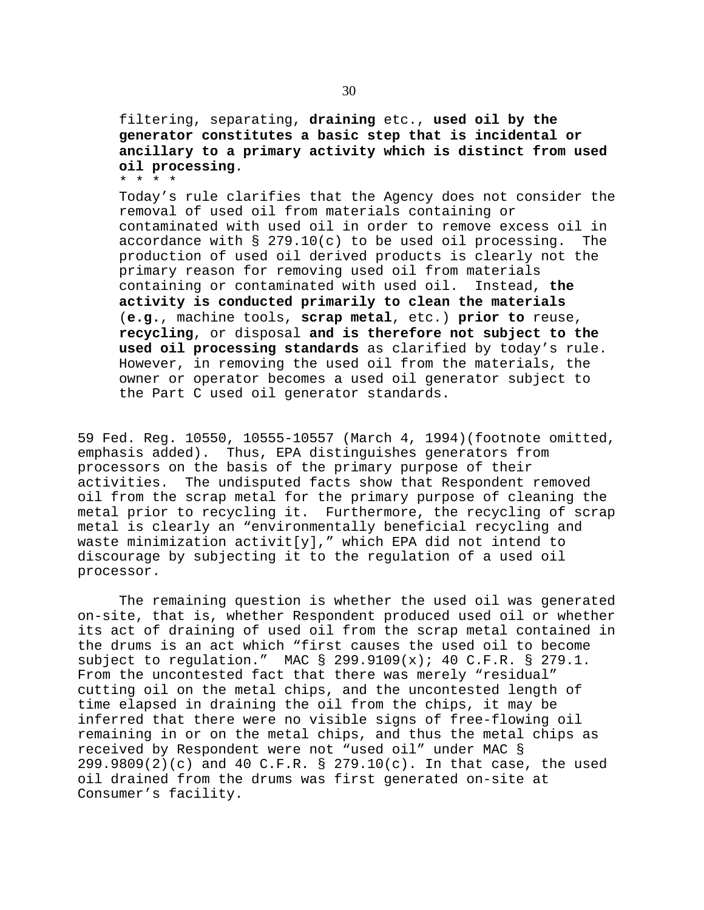> filtering, separating, **draining** etc., **used oil by the generator constitutes a basic step that is incidental or ancillary to a primary activity which is distinct from used oil processing**.
>
> * * * *
>
> Today's rule clarifies that the Agency does not consider the removal of used oil from materials containing or contaminated with used oil in order to remove excess oil in accordance with § 279.10(c) to be used oil processing. The production of used oil derived products is clearly not the primary reason for removing used oil from materials containing or contaminated with used oil. Instead, **the activity is conducted primarily to clean the materials** (**e.g.**, machine tools, **scrap metal**, etc.) **prior to** reuse, **recycling**, or disposal **and is therefore not subject to the used oil processing standards** as clarified by today's rule. However, in removing the used oil from the materials, the owner or operator becomes a used oil generator subject to the Part C used oil generator standards.

59 Fed. Reg. 10550, 10555-10557 (March 4, 1994)(footnote omitted, emphasis added). Thus, EPA distinguishes generators from processors on the basis of the primary purpose of their activities. The undisputed facts show that Respondent removed oil from the scrap metal for the primary purpose of cleaning the metal prior to recycling it. Furthermore, the recycling of scrap metal is clearly an "environmentally beneficial recycling and waste minimization activit[y]," which EPA did not intend to discourage by subjecting it to the regulation of a used oil processor.

The remaining question is whether the used oil was generated on-site, that is, whether Respondent produced used oil or whether its act of draining of used oil from the scrap metal contained in the drums is an act which "first causes the used oil to become subject to regulation." MAC § 299.9109(x); 40 C.F.R. § 279.1. From the uncontested fact that there was merely "residual" cutting oil on the metal chips, and the uncontested length of time elapsed in draining the oil from the chips, it may be inferred that there were no visible signs of free-flowing oil remaining in or on the metal chips, and thus the metal chips as received by Respondent were not "used oil" under MAC § 299.9809(2)(c) and 40 C.F.R. § 279.10(c). In that case, the used oil drained from the drums was first generated on-site at Consumer's facility.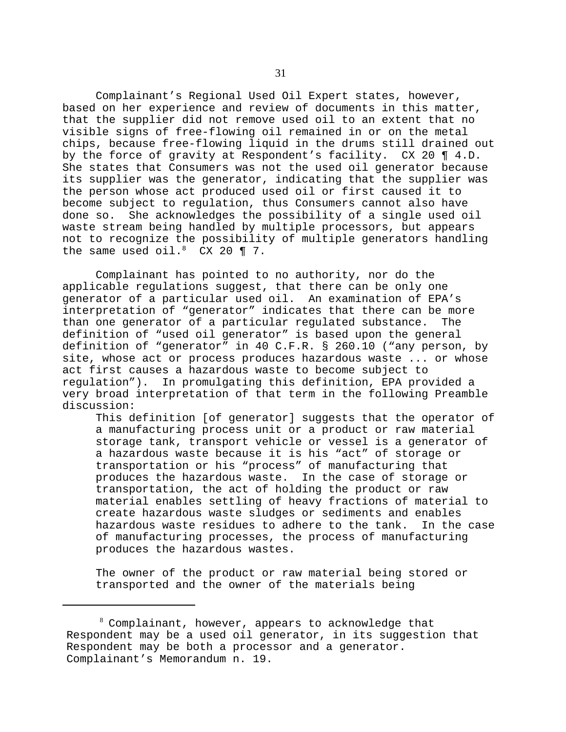Complainant's Regional Used Oil Expert states, however, based on her experience and review of documents in this matter, that the supplier did not remove used oil to an extent that no visible signs of free-flowing oil remained in or on the metal chips, because free-flowing liquid in the drums still drained out by the force of gravity at Respondent's facility. CX 20 ¶ 4.D. She states that Consumers was not the used oil generator because its supplier was the generator, indicating that the supplier was the person whose act produced used oil or first caused it to become subject to regulation, thus Consumers cannot also have done so. She acknowledges the possibility of a single used oil waste stream being handled by multiple processors, but appears not to recognize the possibility of multiple generators handling the same used oil.[8] CX 20 ¶ 7.

Complainant has pointed to no authority, nor do the applicable regulations suggest, that there can be only one generator of a particular used oil. An examination of EPA's interpretation of "generator" indicates that there can be more than one generator of a particular regulated substance. The definition of "used oil generator" is based upon the general definition of "generator" in 40 C.F.R. § 260.10 ("any person, by site, whose act or process produces hazardous waste ... or whose act first causes a hazardous waste to become subject to regulation"). In promulgating this definition, EPA provided a very broad interpretation of that term in the following Preamble discussion:

> This definition [of generator] suggests that the operator of a manufacturing process unit or a product or raw material storage tank, transport vehicle or vessel is a generator of a hazardous waste because it is his "act" of storage or transportation or his "process" of manufacturing that produces the hazardous waste. In the case of storage or transportation, the act of holding the product or raw material enables settling of heavy fractions of material to create hazardous waste sludges or sediments and enables hazardous waste residues to adhere to the tank. In the case of manufacturing processes, the process of manufacturing produces the hazardous wastes.
>
> The owner of the product or raw material being stored or transported and the owner of the materials being

---

[8] Complainant, however, appears to acknowledge that Respondent may be a used oil generator, in its suggestion that Respondent may be both a processor and a generator. Complainant's Memorandum n. 19.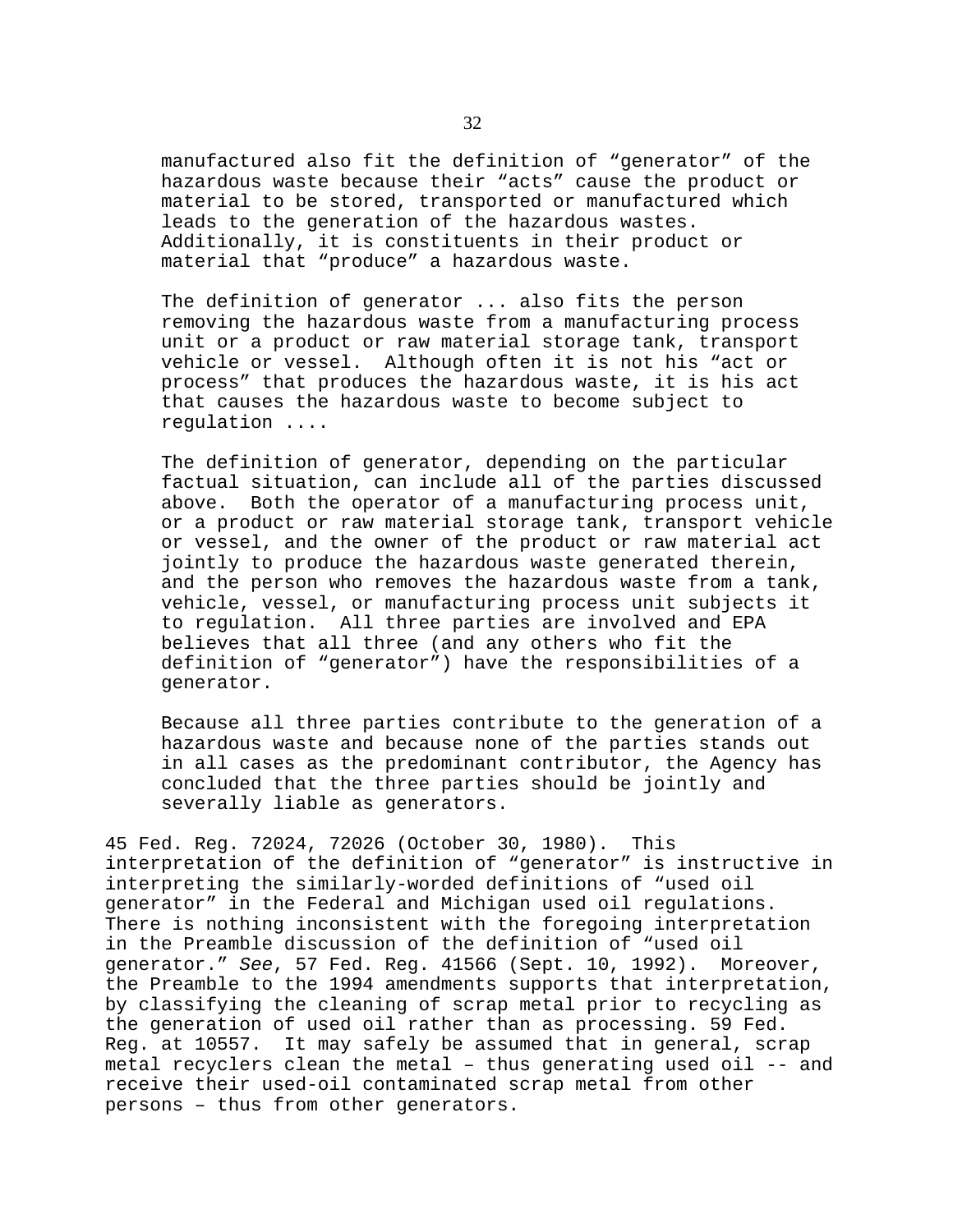> manufactured also fit the definition of "generator" of the hazardous waste because their "acts" cause the product or material to be stored, transported or manufactured which leads to the generation of the hazardous wastes. Additionally, it is constituents in their product or material that "produce" a hazardous waste.
>
> The definition of generator ... also fits the person removing the hazardous waste from a manufacturing process unit or a product or raw material storage tank, transport vehicle or vessel. Although often it is not his "act or process" that produces the hazardous waste, it is his act that causes the hazardous waste to become subject to regulation ....
>
> The definition of generator, depending on the particular factual situation, can include all of the parties discussed above. Both the operator of a manufacturing process unit, or a product or raw material storage tank, transport vehicle or vessel, and the owner of the product or raw material act jointly to produce the hazardous waste generated therein, and the person who removes the hazardous waste from a tank, vehicle, vessel, or manufacturing process unit subjects it to regulation. All three parties are involved and EPA believes that all three (and any others who fit the definition of "generator") have the responsibilities of a generator.
>
> Because all three parties contribute to the generation of a hazardous waste and because none of the parties stands out in all cases as the predominant contributor, the Agency has concluded that the three parties should be jointly and severally liable as generators.

45 Fed. Reg. 72024, 72026 (October 30, 1980). This interpretation of the definition of "generator" is instructive in interpreting the similarly-worded definitions of "used oil generator" in the Federal and Michigan used oil regulations. There is nothing inconsistent with the foregoing interpretation in the Preamble discussion of the definition of "used oil generator." *See*, 57 Fed. Reg. 41566 (Sept. 10, 1992). Moreover, the Preamble to the 1994 amendments supports that interpretation, by classifying the cleaning of scrap metal prior to recycling as the generation of used oil rather than as processing. 59 Fed. Reg. at 10557. It may safely be assumed that in general, scrap metal recyclers clean the metal – thus generating used oil -- and receive their used-oil contaminated scrap metal from other persons – thus from other generators.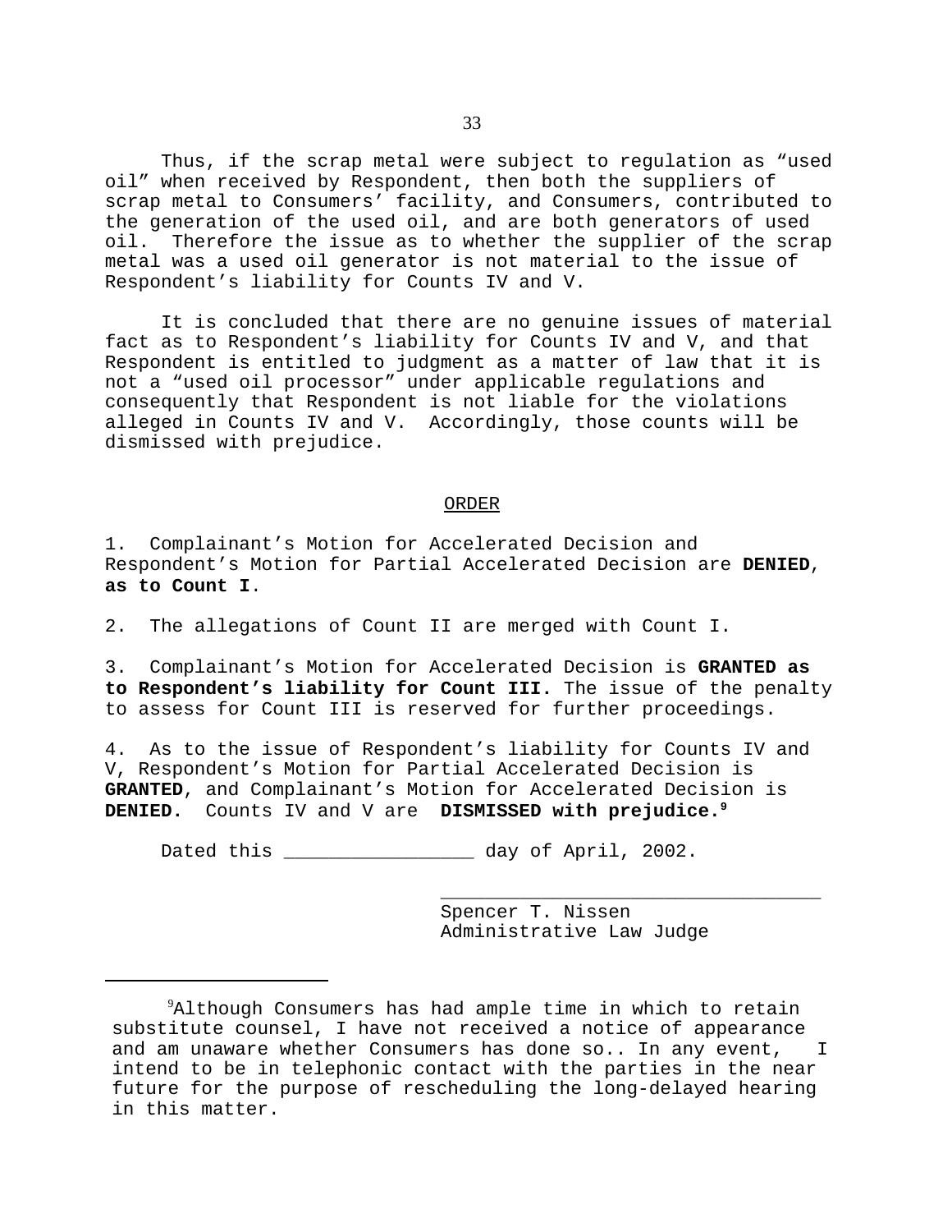Thus, if the scrap metal were subject to regulation as "used oil" when received by Respondent, then both the suppliers of scrap metal to Consumers' facility, and Consumers, contributed to the generation of the used oil, and are both generators of used oil. Therefore the issue as to whether the supplier of the scrap metal was a used oil generator is not material to the issue of Respondent's liability for Counts IV and V.

It is concluded that there are no genuine issues of material fact as to Respondent's liability for Counts IV and V, and that Respondent is entitled to judgment as a matter of law that it is not a "used oil processor" under applicable regulations and consequently that Respondent is not liable for the violations alleged in Counts IV and V. Accordingly, those counts will be dismissed with prejudice.

<u>ORDER</u>

1. Complainant's Motion for Accelerated Decision and Respondent's Motion for Partial Accelerated Decision are **DENIED, as to Count I**.

2. The allegations of Count II are merged with Count I.

3. Complainant's Motion for Accelerated Decision is **GRANTED as to Respondent's liability for Count III.** The issue of the penalty to assess for Count III is reserved for further proceedings.

4. As to the issue of Respondent's liability for Counts IV and V, Respondent's Motion for Partial Accelerated Decision is **GRANTED**, and Complainant's Motion for Accelerated Decision is **DENIED.** Counts IV and V are **DISMISSED with prejudice.**[9]

Dated this ________________ day of April, 2002.

__________________________________
Spencer T. Nissen
Administrative Law Judge

---

[9]Although Consumers has had ample time in which to retain substitute counsel, I have not received a notice of appearance and am unaware whether Consumers has done so.. In any event, I intend to be in telephonic contact with the parties in the near future for the purpose of rescheduling the long-delayed hearing in this matter.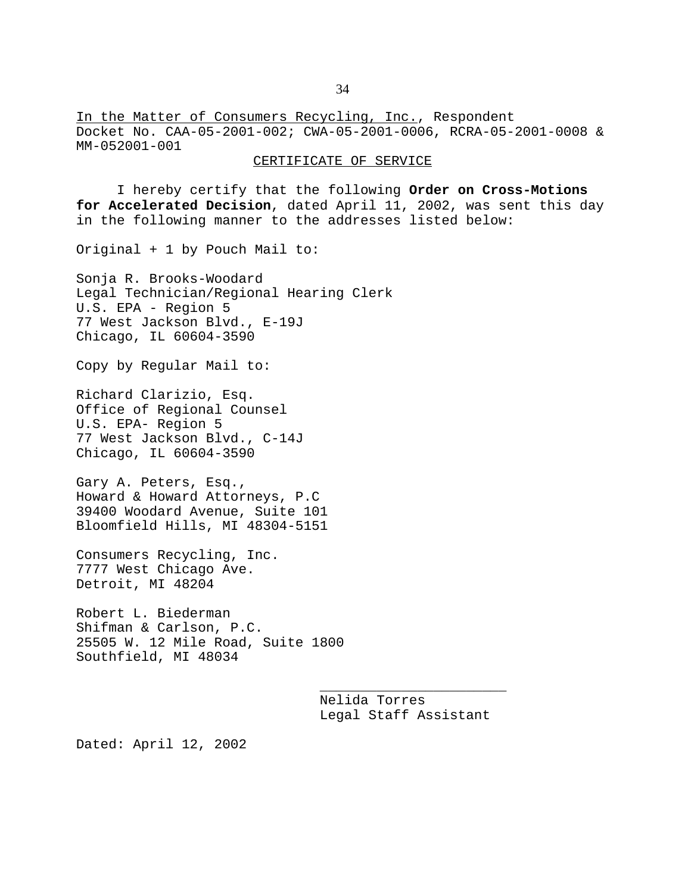In the Matter of Consumers Recycling, Inc., Respondent
Docket No. CAA-05-2001-002; CWA-05-2001-0006, RCRA-05-2001-0008 & MM-052001-001

CERTIFICATE OF SERVICE

I hereby certify that the following **Order on Cross-Motions for Accelerated Decision**, dated April 11, 2002, was sent this day in the following manner to the addresses listed below:

Original + 1 by Pouch Mail to:

Sonja R. Brooks-Woodard
Legal Technician/Regional Hearing Clerk
U.S. EPA - Region 5
77 West Jackson Blvd., E-19J
Chicago, IL 60604-3590

Copy by Regular Mail to:

Richard Clarizio, Esq.
Office of Regional Counsel
U.S. EPA- Region 5
77 West Jackson Blvd., C-14J
Chicago, IL 60604-3590

Gary A. Peters, Esq.,
Howard & Howard Attorneys, P.C
39400 Woodard Avenue, Suite 101
Bloomfield Hills, MI 48304-5151

Consumers Recycling, Inc.
7777 West Chicago Ave.
Detroit, MI 48204

Robert L. Biederman
Shifman & Carlson, P.C.
25505 W. 12 Mile Road, Suite 1800
Southfield, MI 48034

_______________________
Nelida Torres
Legal Staff Assistant

Dated: April 12, 2002